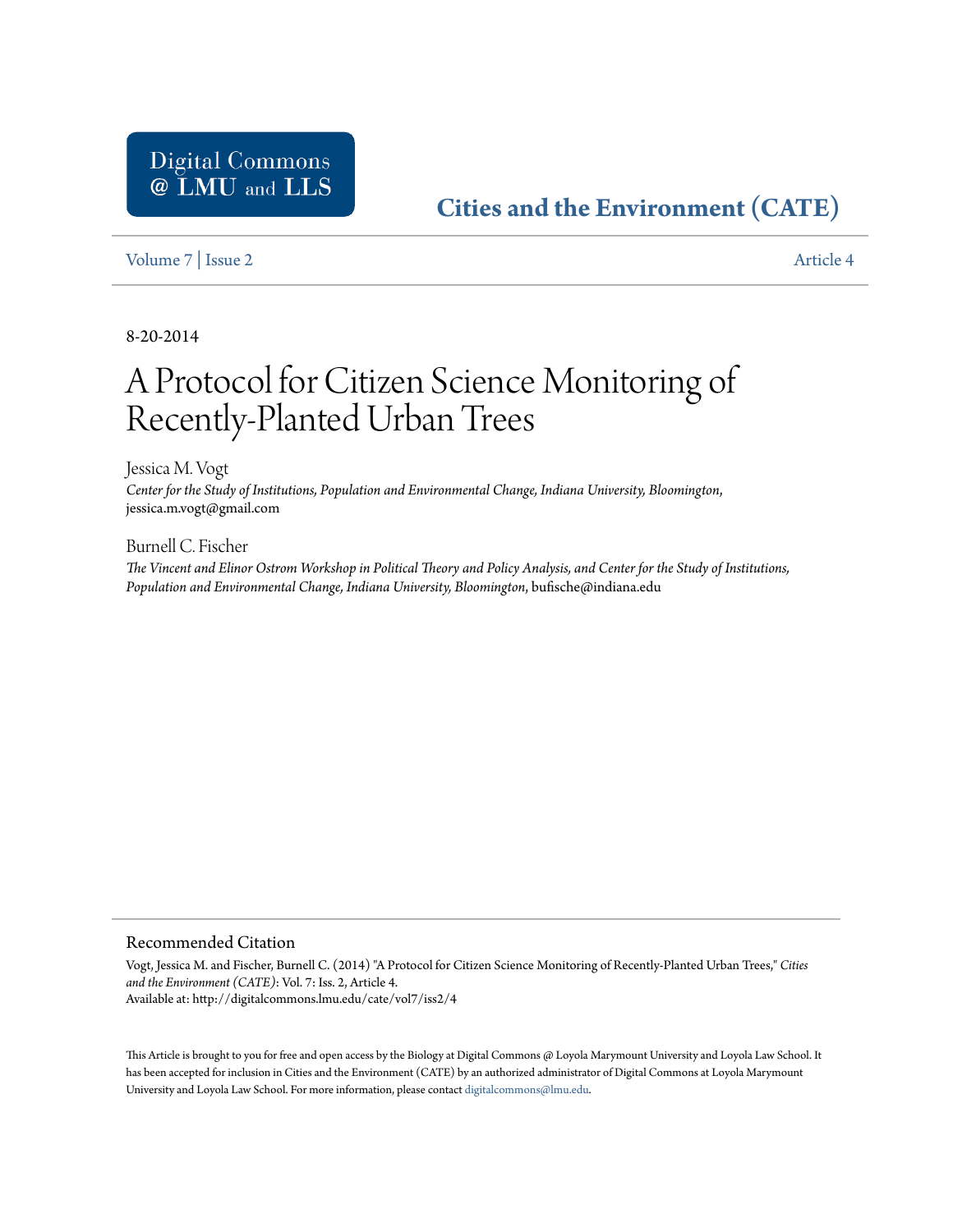Digital Commons @ LMU and LLS

**Cities and the Environment (CATE)**

Volume 7 | Issue 2 — Article 4

8-20-2014

# A Protocol for Citizen Science Monitoring of Recently-Planted Urban Trees

Jessica M. Vogt
*Center for the Study of Institutions, Population and Environmental Change, Indiana University, Bloomington*, jessica.m.vogt@gmail.com

Burnell C. Fischer
*The Vincent and Elinor Ostrom Workshop in Political Theory and Policy Analysis, and Center for the Study of Institutions, Population and Environmental Change, Indiana University, Bloomington*, bufische@indiana.edu

## Recommended Citation

Vogt, Jessica M. and Fischer, Burnell C. (2014) "A Protocol for Citizen Science Monitoring of Recently-Planted Urban Trees," *Cities and the Environment (CATE)*: Vol. 7: Iss. 2, Article 4.
Available at: http://digitalcommons.lmu.edu/cate/vol7/iss2/4

This Article is brought to you for free and open access by the Biology at Digital Commons @ Loyola Marymount University and Loyola Law School. It has been accepted for inclusion in Cities and the Environment (CATE) by an authorized administrator of Digital Commons at Loyola Marymount University and Loyola Law School. For more information, please contact digitalcommons@lmu.edu.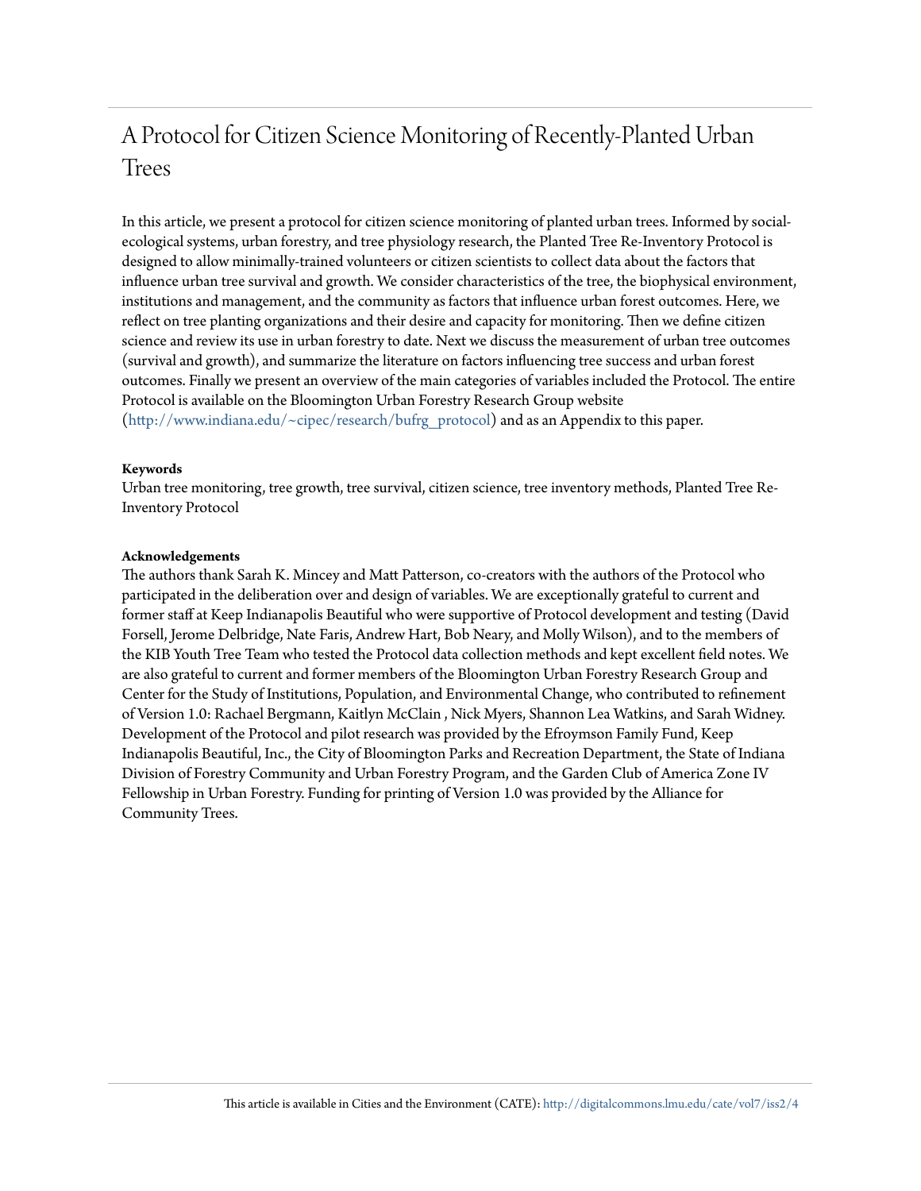# A Protocol for Citizen Science Monitoring of Recently-Planted Urban Trees

In this article, we present a protocol for citizen science monitoring of planted urban trees. Informed by social-ecological systems, urban forestry, and tree physiology research, the Planted Tree Re-Inventory Protocol is designed to allow minimally-trained volunteers or citizen scientists to collect data about the factors that influence urban tree survival and growth. We consider characteristics of the tree, the biophysical environment, institutions and management, and the community as factors that influence urban forest outcomes. Here, we reflect on tree planting organizations and their desire and capacity for monitoring. Then we define citizen science and review its use in urban forestry to date. Next we discuss the measurement of urban tree outcomes (survival and growth), and summarize the literature on factors influencing tree success and urban forest outcomes. Finally we present an overview of the main categories of variables included the Protocol. The entire Protocol is available on the Bloomington Urban Forestry Research Group website (http://www.indiana.edu/~cipec/research/bufrg_protocol) and as an Appendix to this paper.

**Keywords**

Urban tree monitoring, tree growth, tree survival, citizen science, tree inventory methods, Planted Tree Re-Inventory Protocol

**Acknowledgements**

The authors thank Sarah K. Mincey and Matt Patterson, co-creators with the authors of the Protocol who participated in the deliberation over and design of variables. We are exceptionally grateful to current and former staff at Keep Indianapolis Beautiful who were supportive of Protocol development and testing (David Forsell, Jerome Delbridge, Nate Faris, Andrew Hart, Bob Neary, and Molly Wilson), and to the members of the KIB Youth Tree Team who tested the Protocol data collection methods and kept excellent field notes. We are also grateful to current and former members of the Bloomington Urban Forestry Research Group and Center for the Study of Institutions, Population, and Environmental Change, who contributed to refinement of Version 1.0: Rachael Bergmann, Kaitlyn McClain , Nick Myers, Shannon Lea Watkins, and Sarah Widney. Development of the Protocol and pilot research was provided by the Efroymson Family Fund, Keep Indianapolis Beautiful, Inc., the City of Bloomington Parks and Recreation Department, the State of Indiana Division of Forestry Community and Urban Forestry Program, and the Garden Club of America Zone IV Fellowship in Urban Forestry. Funding for printing of Version 1.0 was provided by the Alliance for Community Trees.

This article is available in Cities and the Environment (CATE): http://digitalcommons.lmu.edu/cate/vol7/iss2/4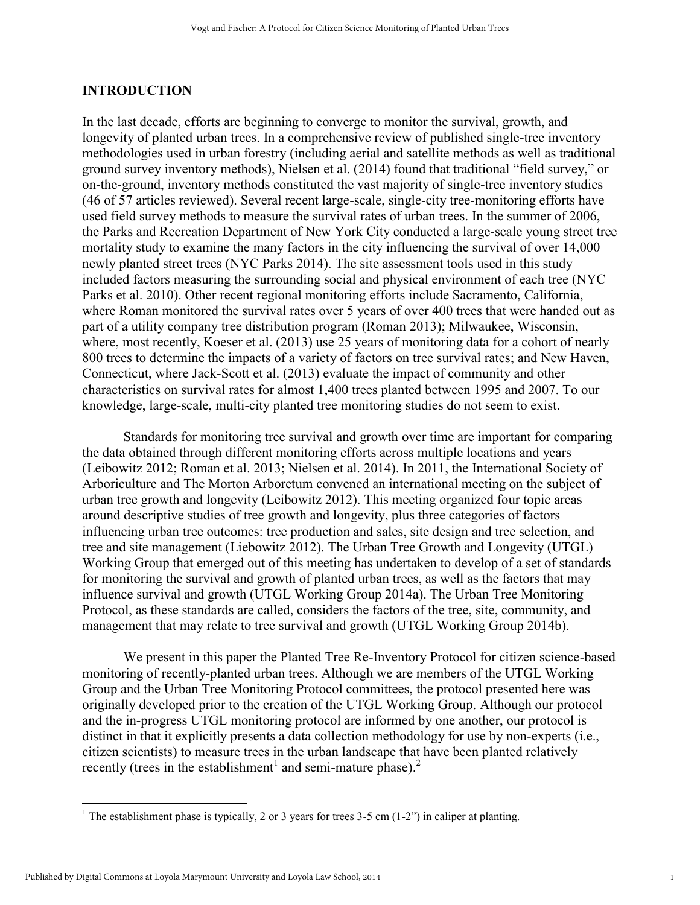## INTRODUCTION

In the last decade, efforts are beginning to converge to monitor the survival, growth, and longevity of planted urban trees. In a comprehensive review of published single-tree inventory methodologies used in urban forestry (including aerial and satellite methods as well as traditional ground survey inventory methods), Nielsen et al. (2014) found that traditional "field survey," or on-the-ground, inventory methods constituted the vast majority of single-tree inventory studies (46 of 57 articles reviewed). Several recent large-scale, single-city tree-monitoring efforts have used field survey methods to measure the survival rates of urban trees. In the summer of 2006, the Parks and Recreation Department of New York City conducted a large-scale young street tree mortality study to examine the many factors in the city influencing the survival of over 14,000 newly planted street trees (NYC Parks 2014). The site assessment tools used in this study included factors measuring the surrounding social and physical environment of each tree (NYC Parks et al. 2010). Other recent regional monitoring efforts include Sacramento, California, where Roman monitored the survival rates over 5 years of over 400 trees that were handed out as part of a utility company tree distribution program (Roman 2013); Milwaukee, Wisconsin, where, most recently, Koeser et al. (2013) use 25 years of monitoring data for a cohort of nearly 800 trees to determine the impacts of a variety of factors on tree survival rates; and New Haven, Connecticut, where Jack-Scott et al. (2013) evaluate the impact of community and other characteristics on survival rates for almost 1,400 trees planted between 1995 and 2007. To our knowledge, large-scale, multi-city planted tree monitoring studies do not seem to exist.

Standards for monitoring tree survival and growth over time are important for comparing the data obtained through different monitoring efforts across multiple locations and years (Leibowitz 2012; Roman et al. 2013; Nielsen et al. 2014). In 2011, the International Society of Arboriculture and The Morton Arboretum convened an international meeting on the subject of urban tree growth and longevity (Leibowitz 2012). This meeting organized four topic areas around descriptive studies of tree growth and longevity, plus three categories of factors influencing urban tree outcomes: tree production and sales, site design and tree selection, and tree and site management (Liebowitz 2012). The Urban Tree Growth and Longevity (UTGL) Working Group that emerged out of this meeting has undertaken to develop of a set of standards for monitoring the survival and growth of planted urban trees, as well as the factors that may influence survival and growth (UTGL Working Group 2014a). The Urban Tree Monitoring Protocol, as these standards are called, considers the factors of the tree, site, community, and management that may relate to tree survival and growth (UTGL Working Group 2014b).

We present in this paper the Planted Tree Re-Inventory Protocol for citizen science-based monitoring of recently-planted urban trees. Although we are members of the UTGL Working Group and the Urban Tree Monitoring Protocol committees, the protocol presented here was originally developed prior to the creation of the UTGL Working Group. Although our protocol and the in-progress UTGL monitoring protocol are informed by one another, our protocol is distinct in that it explicitly presents a data collection methodology for use by non-experts (i.e., citizen scientists) to measure trees in the urban landscape that have been planted relatively recently (trees in the establishment[1] and semi-mature phase).[2]

[1] The establishment phase is typically, 2 or 3 years for trees 3-5 cm (1-2") in caliper at planting.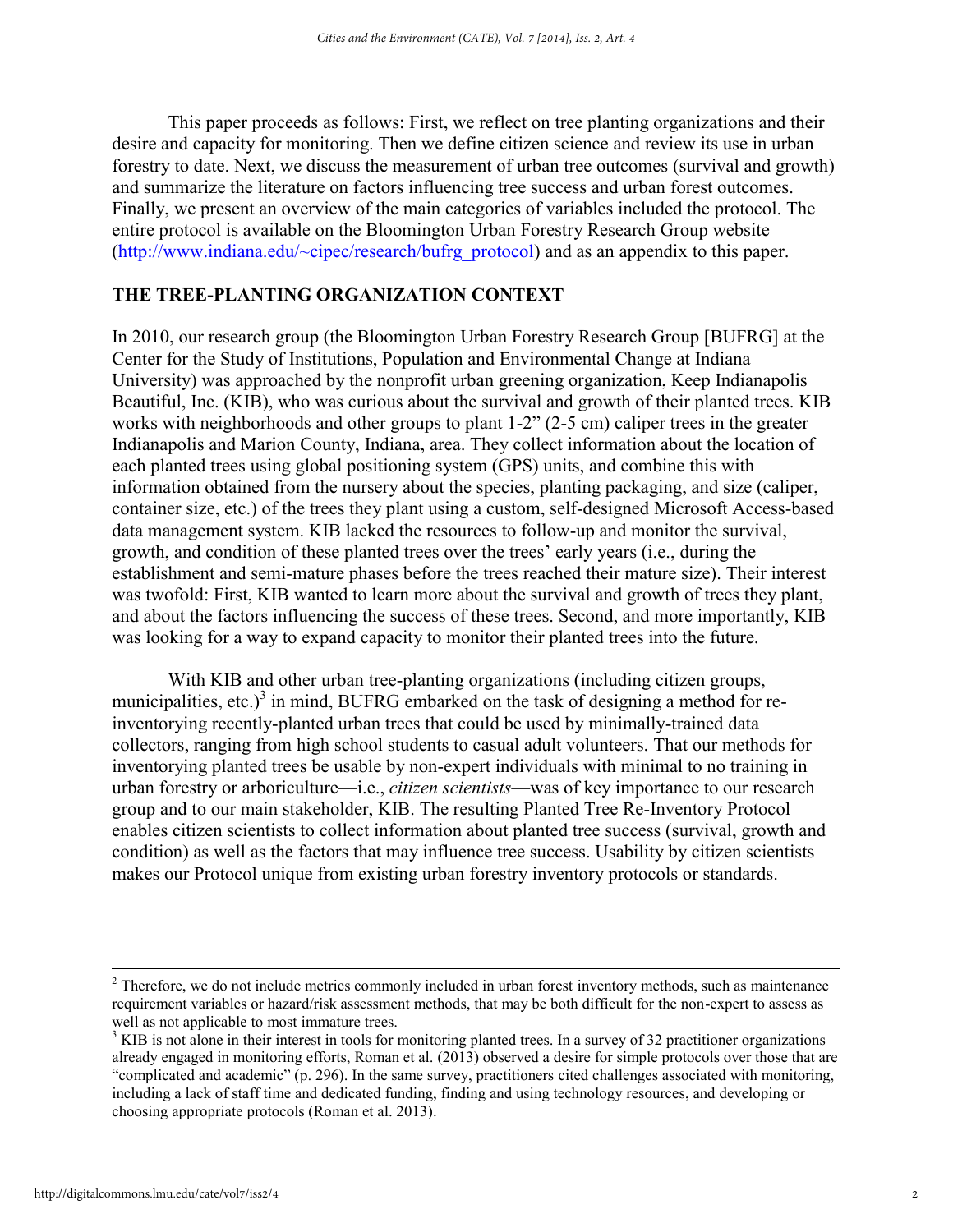This paper proceeds as follows: First, we reflect on tree planting organizations and their desire and capacity for monitoring. Then we define citizen science and review its use in urban forestry to date. Next, we discuss the measurement of urban tree outcomes (survival and growth) and summarize the literature on factors influencing tree success and urban forest outcomes. Finally, we present an overview of the main categories of variables included the protocol. The entire protocol is available on the Bloomington Urban Forestry Research Group website (http://www.indiana.edu/~cipec/research/bufrg_protocol) and as an appendix to this paper.

## THE TREE-PLANTING ORGANIZATION CONTEXT

In 2010, our research group (the Bloomington Urban Forestry Research Group [BUFRG] at the Center for the Study of Institutions, Population and Environmental Change at Indiana University) was approached by the nonprofit urban greening organization, Keep Indianapolis Beautiful, Inc. (KIB), who was curious about the survival and growth of their planted trees. KIB works with neighborhoods and other groups to plant 1-2" (2-5 cm) caliper trees in the greater Indianapolis and Marion County, Indiana, area. They collect information about the location of each planted trees using global positioning system (GPS) units, and combine this with information obtained from the nursery about the species, planting packaging, and size (caliper, container size, etc.) of the trees they plant using a custom, self-designed Microsoft Access-based data management system. KIB lacked the resources to follow-up and monitor the survival, growth, and condition of these planted trees over the trees' early years (i.e., during the establishment and semi-mature phases before the trees reached their mature size). Their interest was twofold: First, KIB wanted to learn more about the survival and growth of trees they plant, and about the factors influencing the success of these trees. Second, and more importantly, KIB was looking for a way to expand capacity to monitor their planted trees into the future.

With KIB and other urban tree-planting organizations (including citizen groups, municipalities, etc.)[3] in mind, BUFRG embarked on the task of designing a method for re-inventorying recently-planted urban trees that could be used by minimally-trained data collectors, ranging from high school students to casual adult volunteers. That our methods for inventorying planted trees be usable by non-expert individuals with minimal to no training in urban forestry or arboriculture—i.e., *citizen scientists*—was of key importance to our research group and to our main stakeholder, KIB. The resulting Planted Tree Re-Inventory Protocol enables citizen scientists to collect information about planted tree success (survival, growth and condition) as well as the factors that may influence tree success. Usability by citizen scientists makes our Protocol unique from existing urban forestry inventory protocols or standards.

---

[2] Therefore, we do not include metrics commonly included in urban forest inventory methods, such as maintenance requirement variables or hazard/risk assessment methods, that may be both difficult for the non-expert to assess as well as not applicable to most immature trees.

[3] KIB is not alone in their interest in tools for monitoring planted trees. In a survey of 32 practitioner organizations already engaged in monitoring efforts, Roman et al. (2013) observed a desire for simple protocols over those that are "complicated and academic" (p. 296). In the same survey, practitioners cited challenges associated with monitoring, including a lack of staff time and dedicated funding, finding and using technology resources, and developing or choosing appropriate protocols (Roman et al. 2013).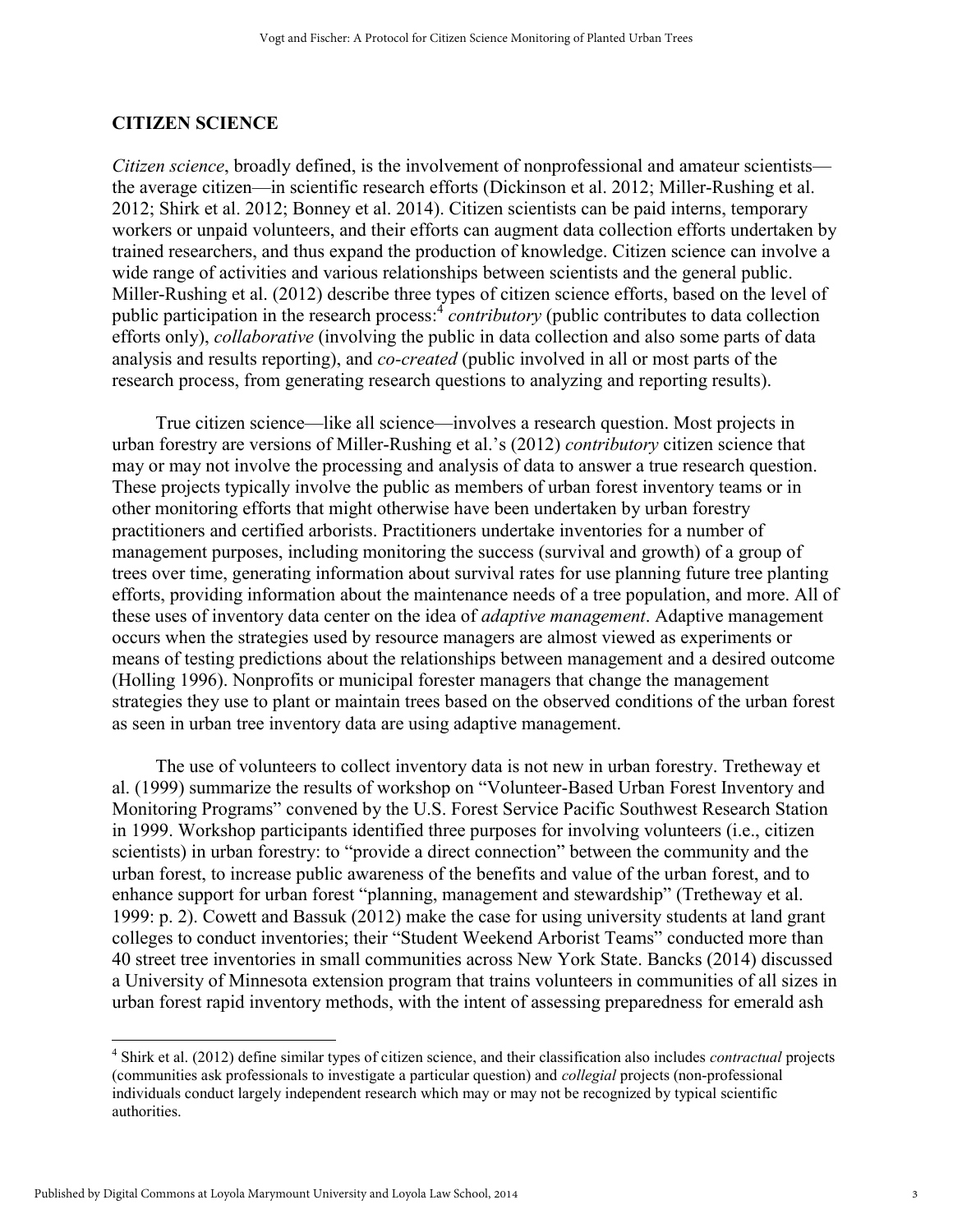## CITIZEN SCIENCE

*Citizen science*, broadly defined, is the involvement of nonprofessional and amateur scientists—the average citizen—in scientific research efforts (Dickinson et al. 2012; Miller-Rushing et al. 2012; Shirk et al. 2012; Bonney et al. 2014). Citizen scientists can be paid interns, temporary workers or unpaid volunteers, and their efforts can augment data collection efforts undertaken by trained researchers, and thus expand the production of knowledge. Citizen science can involve a wide range of activities and various relationships between scientists and the general public. Miller-Rushing et al. (2012) describe three types of citizen science efforts, based on the level of public participation in the research process:[4] *contributory* (public contributes to data collection efforts only), *collaborative* (involving the public in data collection and also some parts of data analysis and results reporting), and *co-created* (public involved in all or most parts of the research process, from generating research questions to analyzing and reporting results).

True citizen science—like all science—involves a research question. Most projects in urban forestry are versions of Miller-Rushing et al.'s (2012) *contributory* citizen science that may or may not involve the processing and analysis of data to answer a true research question. These projects typically involve the public as members of urban forest inventory teams or in other monitoring efforts that might otherwise have been undertaken by urban forestry practitioners and certified arborists. Practitioners undertake inventories for a number of management purposes, including monitoring the success (survival and growth) of a group of trees over time, generating information about survival rates for use planning future tree planting efforts, providing information about the maintenance needs of a tree population, and more. All of these uses of inventory data center on the idea of *adaptive management*. Adaptive management occurs when the strategies used by resource managers are almost viewed as experiments or means of testing predictions about the relationships between management and a desired outcome (Holling 1996). Nonprofits or municipal forester managers that change the management strategies they use to plant or maintain trees based on the observed conditions of the urban forest as seen in urban tree inventory data are using adaptive management.

The use of volunteers to collect inventory data is not new in urban forestry. Tretheway et al. (1999) summarize the results of workshop on "Volunteer-Based Urban Forest Inventory and Monitoring Programs" convened by the U.S. Forest Service Pacific Southwest Research Station in 1999. Workshop participants identified three purposes for involving volunteers (i.e., citizen scientists) in urban forestry: to "provide a direct connection" between the community and the urban forest, to increase public awareness of the benefits and value of the urban forest, and to enhance support for urban forest "planning, management and stewardship" (Tretheway et al. 1999: p. 2). Cowett and Bassuk (2012) make the case for using university students at land grant colleges to conduct inventories; their "Student Weekend Arborist Teams" conducted more than 40 street tree inventories in small communities across New York State. Bancks (2014) discussed a University of Minnesota extension program that trains volunteers in communities of all sizes in urban forest rapid inventory methods, with the intent of assessing preparedness for emerald ash

[4] Shirk et al. (2012) define similar types of citizen science, and their classification also includes *contractual* projects (communities ask professionals to investigate a particular question) and *collegial* projects (non-professional individuals conduct largely independent research which may or may not be recognized by typical scientific authorities.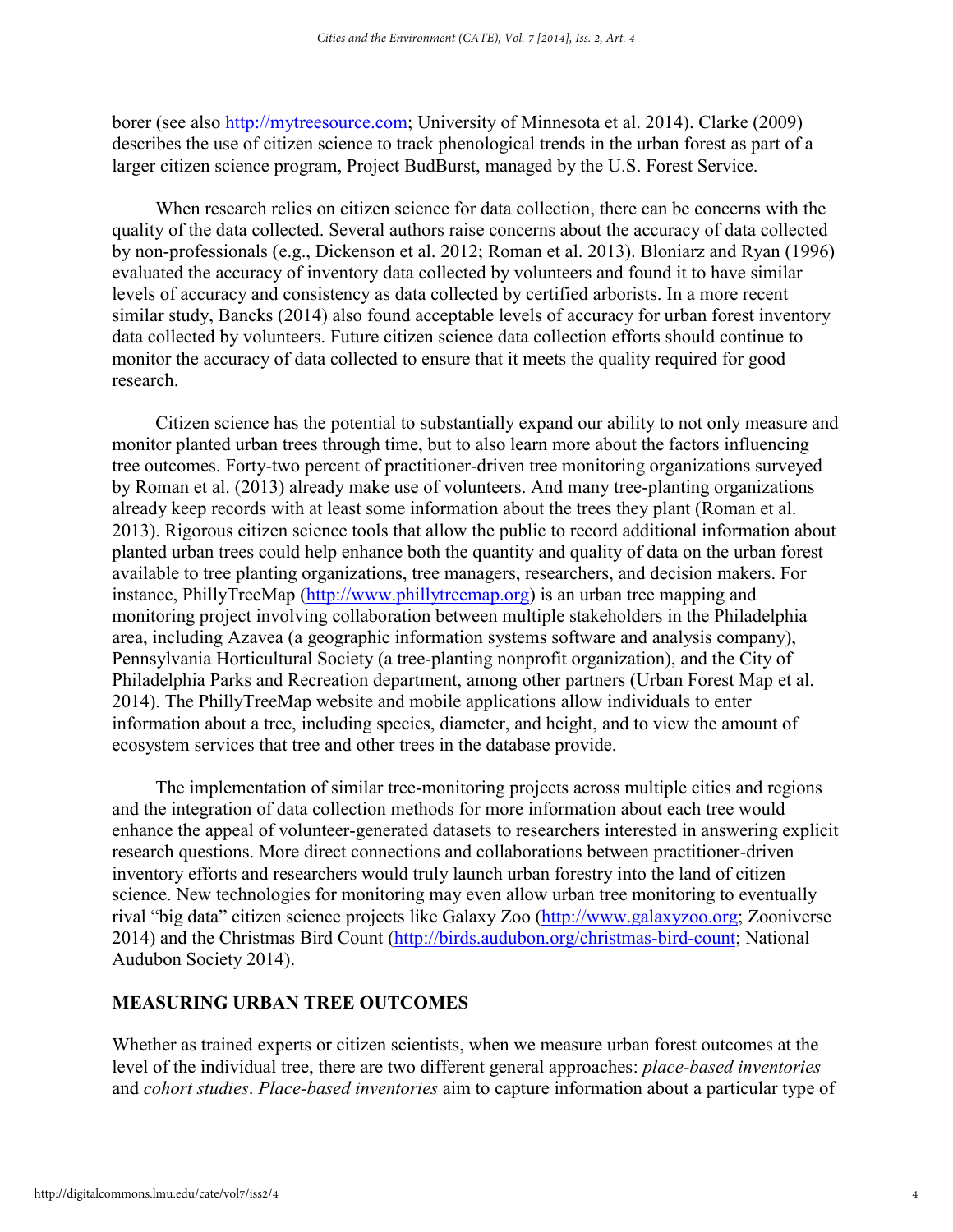borer (see also http://mytreesource.com; University of Minnesota et al. 2014). Clarke (2009) describes the use of citizen science to track phenological trends in the urban forest as part of a larger citizen science program, Project BudBurst, managed by the U.S. Forest Service.

When research relies on citizen science for data collection, there can be concerns with the quality of the data collected. Several authors raise concerns about the accuracy of data collected by non-professionals (e.g., Dickenson et al. 2012; Roman et al. 2013). Bloniarz and Ryan (1996) evaluated the accuracy of inventory data collected by volunteers and found it to have similar levels of accuracy and consistency as data collected by certified arborists. In a more recent similar study, Bancks (2014) also found acceptable levels of accuracy for urban forest inventory data collected by volunteers. Future citizen science data collection efforts should continue to monitor the accuracy of data collected to ensure that it meets the quality required for good research.

Citizen science has the potential to substantially expand our ability to not only measure and monitor planted urban trees through time, but to also learn more about the factors influencing tree outcomes. Forty-two percent of practitioner-driven tree monitoring organizations surveyed by Roman et al. (2013) already make use of volunteers. And many tree-planting organizations already keep records with at least some information about the trees they plant (Roman et al. 2013). Rigorous citizen science tools that allow the public to record additional information about planted urban trees could help enhance both the quantity and quality of data on the urban forest available to tree planting organizations, tree managers, researchers, and decision makers. For instance, PhillyTreeMap (http://www.phillytreemap.org) is an urban tree mapping and monitoring project involving collaboration between multiple stakeholders in the Philadelphia area, including Azavea (a geographic information systems software and analysis company), Pennsylvania Horticultural Society (a tree-planting nonprofit organization), and the City of Philadelphia Parks and Recreation department, among other partners (Urban Forest Map et al. 2014). The PhillyTreeMap website and mobile applications allow individuals to enter information about a tree, including species, diameter, and height, and to view the amount of ecosystem services that tree and other trees in the database provide.

The implementation of similar tree-monitoring projects across multiple cities and regions and the integration of data collection methods for more information about each tree would enhance the appeal of volunteer-generated datasets to researchers interested in answering explicit research questions. More direct connections and collaborations between practitioner-driven inventory efforts and researchers would truly launch urban forestry into the land of citizen science. New technologies for monitoring may even allow urban tree monitoring to eventually rival "big data" citizen science projects like Galaxy Zoo (http://www.galaxyzoo.org; Zooniverse 2014) and the Christmas Bird Count (http://birds.audubon.org/christmas-bird-count; National Audubon Society 2014).

## MEASURING URBAN TREE OUTCOMES

Whether as trained experts or citizen scientists, when we measure urban forest outcomes at the level of the individual tree, there are two different general approaches: *place-based inventories* and *cohort studies*. *Place-based inventories* aim to capture information about a particular type of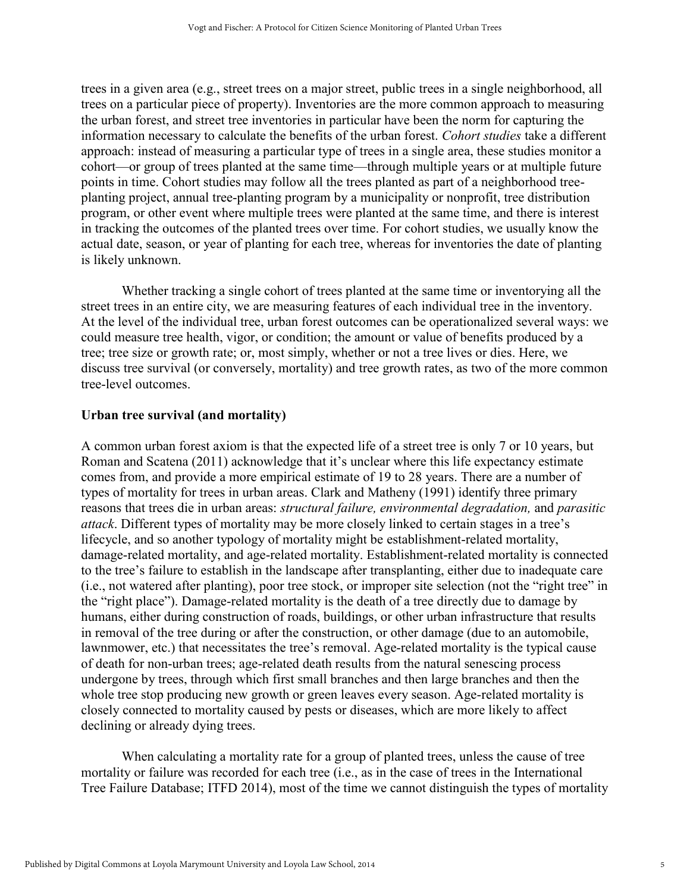trees in a given area (e.g., street trees on a major street, public trees in a single neighborhood, all trees on a particular piece of property). Inventories are the more common approach to measuring the urban forest, and street tree inventories in particular have been the norm for capturing the information necessary to calculate the benefits of the urban forest. *Cohort studies* take a different approach: instead of measuring a particular type of trees in a single area, these studies monitor a cohort—or group of trees planted at the same time—through multiple years or at multiple future points in time. Cohort studies may follow all the trees planted as part of a neighborhood tree-planting project, annual tree-planting program by a municipality or nonprofit, tree distribution program, or other event where multiple trees were planted at the same time, and there is interest in tracking the outcomes of the planted trees over time. For cohort studies, we usually know the actual date, season, or year of planting for each tree, whereas for inventories the date of planting is likely unknown.

Whether tracking a single cohort of trees planted at the same time or inventorying all the street trees in an entire city, we are measuring features of each individual tree in the inventory. At the level of the individual tree, urban forest outcomes can be operationalized several ways: we could measure tree health, vigor, or condition; the amount or value of benefits produced by a tree; tree size or growth rate; or, most simply, whether or not a tree lives or dies. Here, we discuss tree survival (or conversely, mortality) and tree growth rates, as two of the more common tree-level outcomes.

### Urban tree survival (and mortality)

A common urban forest axiom is that the expected life of a street tree is only 7 or 10 years, but Roman and Scatena (2011) acknowledge that it's unclear where this life expectancy estimate comes from, and provide a more empirical estimate of 19 to 28 years. There are a number of types of mortality for trees in urban areas. Clark and Matheny (1991) identify three primary reasons that trees die in urban areas: *structural failure, environmental degradation,* and *parasitic attack*. Different types of mortality may be more closely linked to certain stages in a tree's lifecycle, and so another typology of mortality might be establishment-related mortality, damage-related mortality, and age-related mortality. Establishment-related mortality is connected to the tree's failure to establish in the landscape after transplanting, either due to inadequate care (i.e., not watered after planting), poor tree stock, or improper site selection (not the "right tree" in the "right place"). Damage-related mortality is the death of a tree directly due to damage by humans, either during construction of roads, buildings, or other urban infrastructure that results in removal of the tree during or after the construction, or other damage (due to an automobile, lawnmower, etc.) that necessitates the tree's removal. Age-related mortality is the typical cause of death for non-urban trees; age-related death results from the natural senescing process undergone by trees, through which first small branches and then large branches and then the whole tree stop producing new growth or green leaves every season. Age-related mortality is closely connected to mortality caused by pests or diseases, which are more likely to affect declining or already dying trees.

When calculating a mortality rate for a group of planted trees, unless the cause of tree mortality or failure was recorded for each tree (i.e., as in the case of trees in the International Tree Failure Database; ITFD 2014), most of the time we cannot distinguish the types of mortality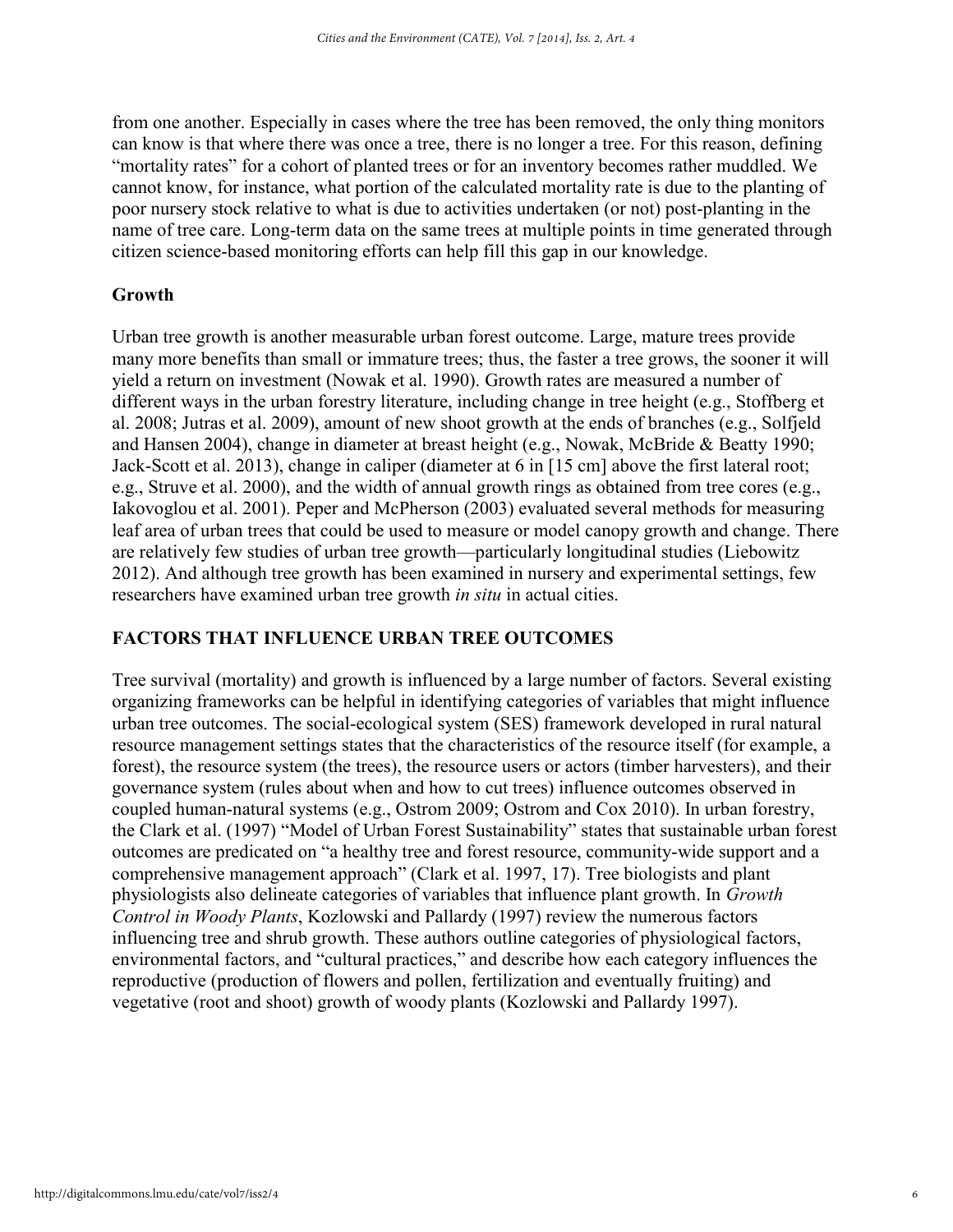from one another. Especially in cases where the tree has been removed, the only thing monitors can know is that where there was once a tree, there is no longer a tree. For this reason, defining "mortality rates" for a cohort of planted trees or for an inventory becomes rather muddled. We cannot know, for instance, what portion of the calculated mortality rate is due to the planting of poor nursery stock relative to what is due to activities undertaken (or not) post-planting in the name of tree care. Long-term data on the same trees at multiple points in time generated through citizen science-based monitoring efforts can help fill this gap in our knowledge.

### Growth

Urban tree growth is another measurable urban forest outcome. Large, mature trees provide many more benefits than small or immature trees; thus, the faster a tree grows, the sooner it will yield a return on investment (Nowak et al. 1990). Growth rates are measured a number of different ways in the urban forestry literature, including change in tree height (e.g., Stoffberg et al. 2008; Jutras et al. 2009), amount of new shoot growth at the ends of branches (e.g., Solfjeld and Hansen 2004), change in diameter at breast height (e.g., Nowak, McBride & Beatty 1990; Jack-Scott et al. 2013), change in caliper (diameter at 6 in [15 cm] above the first lateral root; e.g., Struve et al. 2000), and the width of annual growth rings as obtained from tree cores (e.g., Iakovoglou et al. 2001). Peper and McPherson (2003) evaluated several methods for measuring leaf area of urban trees that could be used to measure or model canopy growth and change. There are relatively few studies of urban tree growth—particularly longitudinal studies (Liebowitz 2012). And although tree growth has been examined in nursery and experimental settings, few researchers have examined urban tree growth *in situ* in actual cities.

## FACTORS THAT INFLUENCE URBAN TREE OUTCOMES

Tree survival (mortality) and growth is influenced by a large number of factors. Several existing organizing frameworks can be helpful in identifying categories of variables that might influence urban tree outcomes. The social-ecological system (SES) framework developed in rural natural resource management settings states that the characteristics of the resource itself (for example, a forest), the resource system (the trees), the resource users or actors (timber harvesters), and their governance system (rules about when and how to cut trees) influence outcomes observed in coupled human-natural systems (e.g., Ostrom 2009; Ostrom and Cox 2010). In urban forestry, the Clark et al. (1997) "Model of Urban Forest Sustainability" states that sustainable urban forest outcomes are predicated on "a healthy tree and forest resource, community-wide support and a comprehensive management approach" (Clark et al. 1997, 17). Tree biologists and plant physiologists also delineate categories of variables that influence plant growth. In *Growth Control in Woody Plants*, Kozlowski and Pallardy (1997) review the numerous factors influencing tree and shrub growth. These authors outline categories of physiological factors, environmental factors, and "cultural practices," and describe how each category influences the reproductive (production of flowers and pollen, fertilization and eventually fruiting) and vegetative (root and shoot) growth of woody plants (Kozlowski and Pallardy 1997).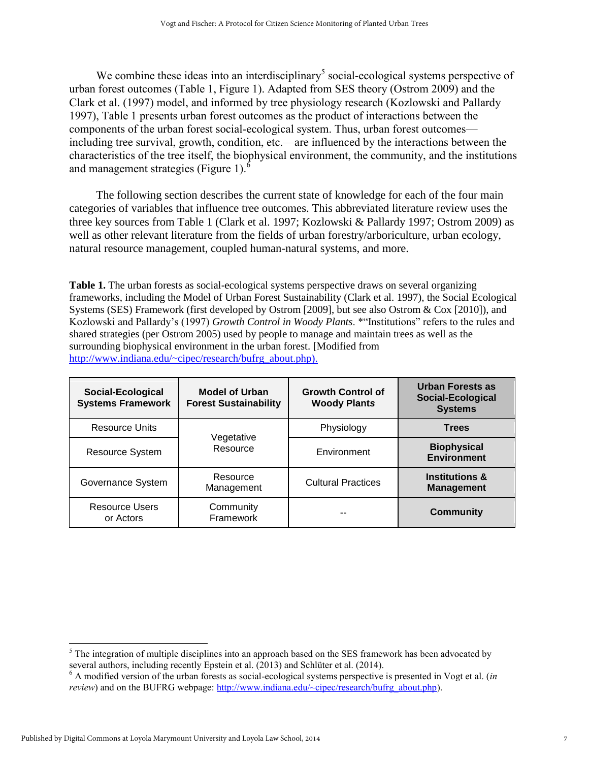We combine these ideas into an interdisciplinary[5] social-ecological systems perspective of urban forest outcomes (Table 1, Figure 1). Adapted from SES theory (Ostrom 2009) and the Clark et al. (1997) model, and informed by tree physiology research (Kozlowski and Pallardy 1997), Table 1 presents urban forest outcomes as the product of interactions between the components of the urban forest social-ecological system. Thus, urban forest outcomes—including tree survival, growth, condition, etc.—are influenced by the interactions between the characteristics of the tree itself, the biophysical environment, the community, and the institutions and management strategies (Figure 1).[6]

The following section describes the current state of knowledge for each of the four main categories of variables that influence tree outcomes. This abbreviated literature review uses the three key sources from Table 1 (Clark et al. 1997; Kozlowski & Pallardy 1997; Ostrom 2009) as well as other relevant literature from the fields of urban forestry/arboriculture, urban ecology, natural resource management, coupled human-natural systems, and more.

**Table 1.** The urban forests as social-ecological systems perspective draws on several organizing frameworks, including the Model of Urban Forest Sustainability (Clark et al. 1997), the Social Ecological Systems (SES) Framework (first developed by Ostrom [2009], but see also Ostrom & Cox [2010]), and Kozlowski and Pallardy's (1997) *Growth Control in Woody Plants*. *"Institutions" refers to the rules and shared strategies (per Ostrom 2005) used by people to manage and maintain trees as well as the surrounding biophysical environment in the urban forest. [Modified from http://www.indiana.edu/~cipec/research/bufrg_about.php).

| Social-Ecological Systems Framework | Model of Urban Forest Sustainability | Growth Control of Woody Plants | Urban Forests as Social-Ecological Systems |
|---|---|---|---|
| Resource Units | Vegetative Resource | Physiology | **Trees** |
| Resource System | | Environment | **Biophysical Environment** |
| Governance System | Resource Management | Cultural Practices | **Institutions & Management** |
| Resource Users or Actors | Community Framework | -- | **Community** |

[5] The integration of multiple disciplines into an approach based on the SES framework has been advocated by several authors, including recently Epstein et al. (2013) and Schlüter et al. (2014).

[6] A modified version of the urban forests as social-ecological systems perspective is presented in Vogt et al. (*in review*) and on the BUFRG webpage: http://www.indiana.edu/~cipec/research/bufrg_about.php).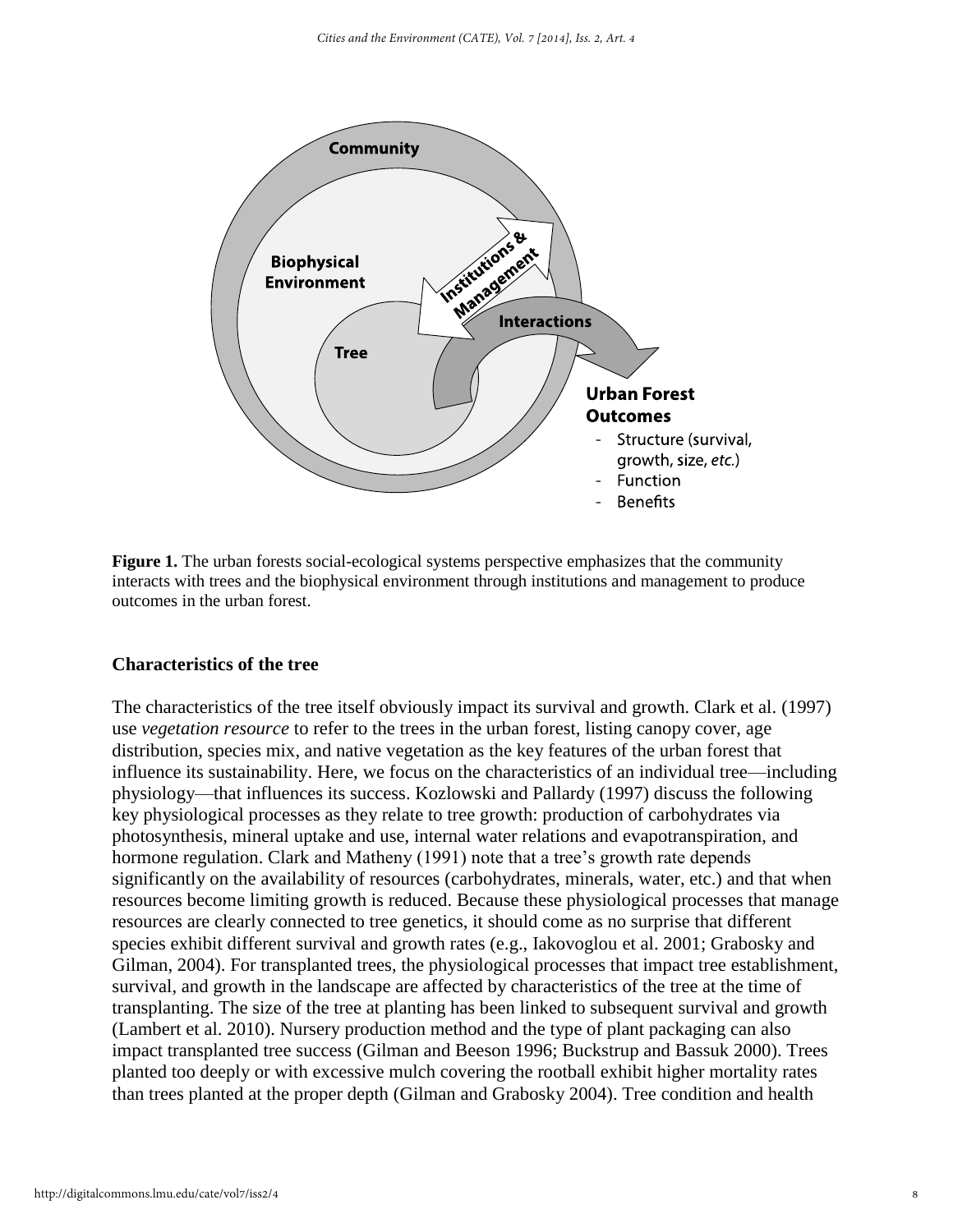**Figure 1.** The urban forests social-ecological systems perspective emphasizes that the community interacts with trees and the biophysical environment through institutions and management to produce outcomes in the urban forest.

### Characteristics of the tree

The characteristics of the tree itself obviously impact its survival and growth. Clark et al. (1997) use *vegetation resource* to refer to the trees in the urban forest, listing canopy cover, age distribution, species mix, and native vegetation as the key features of the urban forest that influence its sustainability. Here, we focus on the characteristics of an individual tree—including physiology—that influences its success. Kozlowski and Pallardy (1997) discuss the following key physiological processes as they relate to tree growth: production of carbohydrates via photosynthesis, mineral uptake and use, internal water relations and evapotranspiration, and hormone regulation. Clark and Matheny (1991) note that a tree's growth rate depends significantly on the availability of resources (carbohydrates, minerals, water, etc.) and that when resources become limiting growth is reduced. Because these physiological processes that manage resources are clearly connected to tree genetics, it should come as no surprise that different species exhibit different survival and growth rates (e.g., Iakovoglou et al. 2001; Grabosky and Gilman, 2004). For transplanted trees, the physiological processes that impact tree establishment, survival, and growth in the landscape are affected by characteristics of the tree at the time of transplanting. The size of the tree at planting has been linked to subsequent survival and growth (Lambert et al. 2010). Nursery production method and the type of plant packaging can also impact transplanted tree success (Gilman and Beeson 1996; Buckstrup and Bassuk 2000). Trees planted too deeply or with excessive mulch covering the rootball exhibit higher mortality rates than trees planted at the proper depth (Gilman and Grabosky 2004). Tree condition and health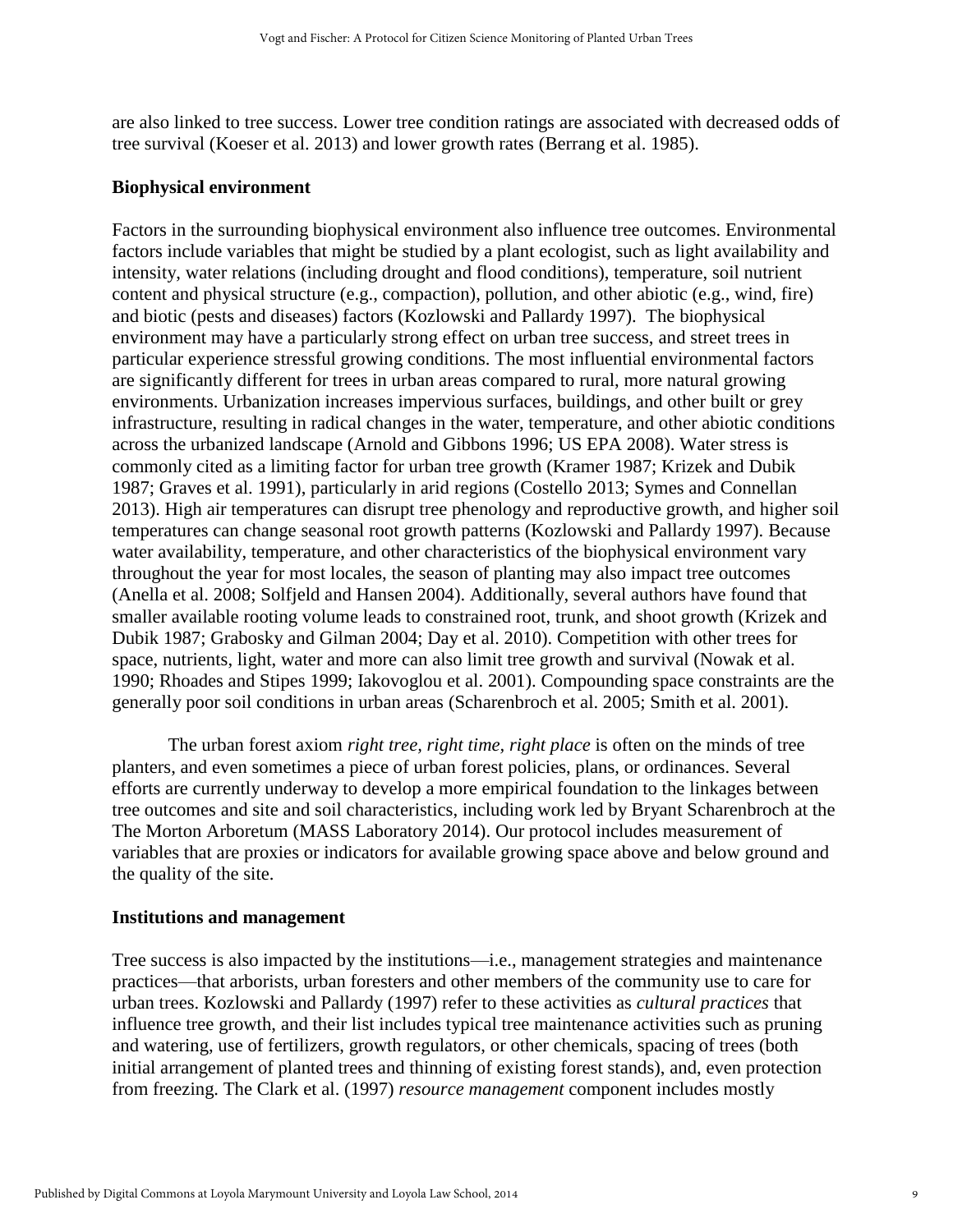are also linked to tree success. Lower tree condition ratings are associated with decreased odds of tree survival (Koeser et al. 2013) and lower growth rates (Berrang et al. 1985).

### Biophysical environment

Factors in the surrounding biophysical environment also influence tree outcomes. Environmental factors include variables that might be studied by a plant ecologist, such as light availability and intensity, water relations (including drought and flood conditions), temperature, soil nutrient content and physical structure (e.g., compaction), pollution, and other abiotic (e.g., wind, fire) and biotic (pests and diseases) factors (Kozlowski and Pallardy 1997). The biophysical environment may have a particularly strong effect on urban tree success, and street trees in particular experience stressful growing conditions. The most influential environmental factors are significantly different for trees in urban areas compared to rural, more natural growing environments. Urbanization increases impervious surfaces, buildings, and other built or grey infrastructure, resulting in radical changes in the water, temperature, and other abiotic conditions across the urbanized landscape (Arnold and Gibbons 1996; US EPA 2008). Water stress is commonly cited as a limiting factor for urban tree growth (Kramer 1987; Krizek and Dubik 1987; Graves et al. 1991), particularly in arid regions (Costello 2013; Symes and Connellan 2013). High air temperatures can disrupt tree phenology and reproductive growth, and higher soil temperatures can change seasonal root growth patterns (Kozlowski and Pallardy 1997). Because water availability, temperature, and other characteristics of the biophysical environment vary throughout the year for most locales, the season of planting may also impact tree outcomes (Anella et al. 2008; Solfjeld and Hansen 2004). Additionally, several authors have found that smaller available rooting volume leads to constrained root, trunk, and shoot growth (Krizek and Dubik 1987; Grabosky and Gilman 2004; Day et al. 2010). Competition with other trees for space, nutrients, light, water and more can also limit tree growth and survival (Nowak et al. 1990; Rhoades and Stipes 1999; Iakovoglou et al. 2001). Compounding space constraints are the generally poor soil conditions in urban areas (Scharenbroch et al. 2005; Smith et al. 2001).

The urban forest axiom *right tree, right time, right place* is often on the minds of tree planters, and even sometimes a piece of urban forest policies, plans, or ordinances. Several efforts are currently underway to develop a more empirical foundation to the linkages between tree outcomes and site and soil characteristics, including work led by Bryant Scharenbroch at the The Morton Arboretum (MASS Laboratory 2014). Our protocol includes measurement of variables that are proxies or indicators for available growing space above and below ground and the quality of the site.

### Institutions and management

Tree success is also impacted by the institutions—i.e., management strategies and maintenance practices—that arborists, urban foresters and other members of the community use to care for urban trees. Kozlowski and Pallardy (1997) refer to these activities as *cultural practices* that influence tree growth, and their list includes typical tree maintenance activities such as pruning and watering, use of fertilizers, growth regulators, or other chemicals, spacing of trees (both initial arrangement of planted trees and thinning of existing forest stands), and, even protection from freezing. The Clark et al. (1997) *resource management* component includes mostly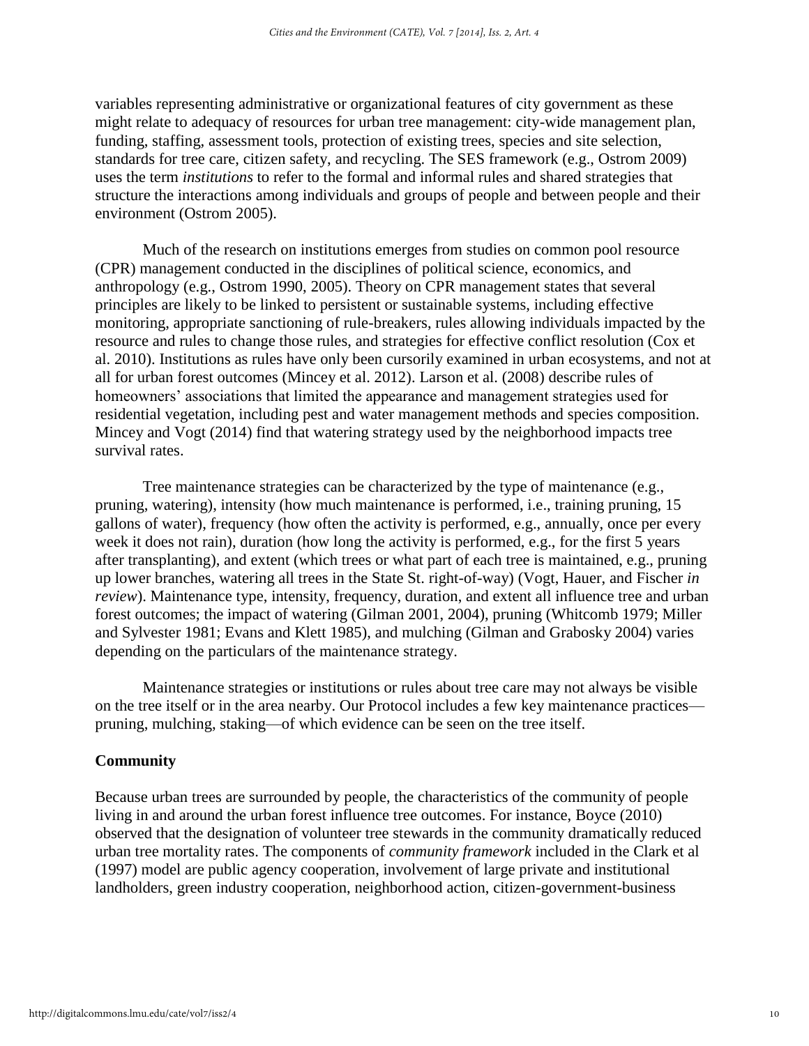variables representing administrative or organizational features of city government as these might relate to adequacy of resources for urban tree management: city-wide management plan, funding, staffing, assessment tools, protection of existing trees, species and site selection, standards for tree care, citizen safety, and recycling. The SES framework (e.g., Ostrom 2009) uses the term *institutions* to refer to the formal and informal rules and shared strategies that structure the interactions among individuals and groups of people and between people and their environment (Ostrom 2005).

Much of the research on institutions emerges from studies on common pool resource (CPR) management conducted in the disciplines of political science, economics, and anthropology (e.g., Ostrom 1990, 2005). Theory on CPR management states that several principles are likely to be linked to persistent or sustainable systems, including effective monitoring, appropriate sanctioning of rule-breakers, rules allowing individuals impacted by the resource and rules to change those rules, and strategies for effective conflict resolution (Cox et al. 2010). Institutions as rules have only been cursorily examined in urban ecosystems, and not at all for urban forest outcomes (Mincey et al. 2012). Larson et al. (2008) describe rules of homeowners' associations that limited the appearance and management strategies used for residential vegetation, including pest and water management methods and species composition. Mincey and Vogt (2014) find that watering strategy used by the neighborhood impacts tree survival rates.

Tree maintenance strategies can be characterized by the type of maintenance (e.g., pruning, watering), intensity (how much maintenance is performed, i.e., training pruning, 15 gallons of water), frequency (how often the activity is performed, e.g., annually, once per every week it does not rain), duration (how long the activity is performed, e.g., for the first 5 years after transplanting), and extent (which trees or what part of each tree is maintained, e.g., pruning up lower branches, watering all trees in the State St. right-of-way) (Vogt, Hauer, and Fischer *in review*). Maintenance type, intensity, frequency, duration, and extent all influence tree and urban forest outcomes; the impact of watering (Gilman 2001, 2004), pruning (Whitcomb 1979; Miller and Sylvester 1981; Evans and Klett 1985), and mulching (Gilman and Grabosky 2004) varies depending on the particulars of the maintenance strategy.

Maintenance strategies or institutions or rules about tree care may not always be visible on the tree itself or in the area nearby. Our Protocol includes a few key maintenance practices—pruning, mulching, staking—of which evidence can be seen on the tree itself.

**Community**

Because urban trees are surrounded by people, the characteristics of the community of people living in and around the urban forest influence tree outcomes. For instance, Boyce (2010) observed that the designation of volunteer tree stewards in the community dramatically reduced urban tree mortality rates. The components of *community framework* included in the Clark et al (1997) model are public agency cooperation, involvement of large private and institutional landholders, green industry cooperation, neighborhood action, citizen-government-business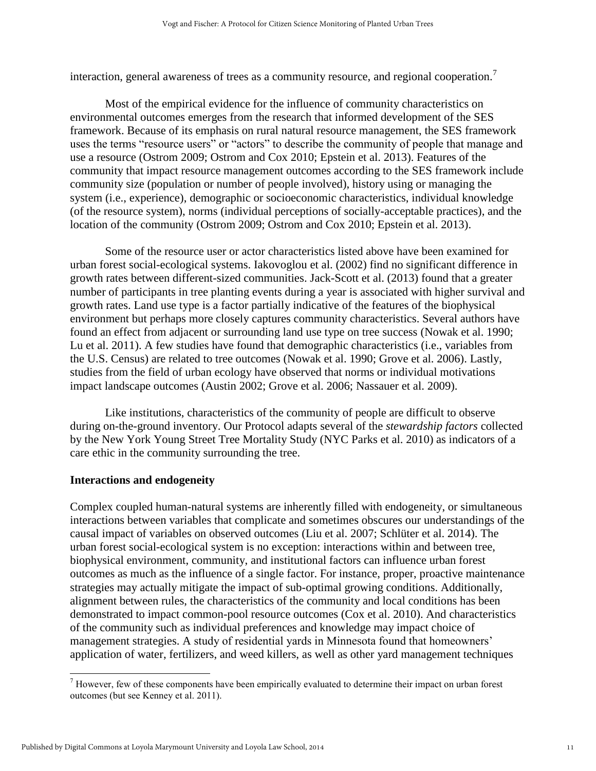interaction, general awareness of trees as a community resource, and regional cooperation.[7]

Most of the empirical evidence for the influence of community characteristics on environmental outcomes emerges from the research that informed development of the SES framework. Because of its emphasis on rural natural resource management, the SES framework uses the terms "resource users" or "actors" to describe the community of people that manage and use a resource (Ostrom 2009; Ostrom and Cox 2010; Epstein et al. 2013). Features of the community that impact resource management outcomes according to the SES framework include community size (population or number of people involved), history using or managing the system (i.e., experience), demographic or socioeconomic characteristics, individual knowledge (of the resource system), norms (individual perceptions of socially-acceptable practices), and the location of the community (Ostrom 2009; Ostrom and Cox 2010; Epstein et al. 2013).

Some of the resource user or actor characteristics listed above have been examined for urban forest social-ecological systems. Iakovoglou et al. (2002) find no significant difference in growth rates between different-sized communities. Jack-Scott et al. (2013) found that a greater number of participants in tree planting events during a year is associated with higher survival and growth rates. Land use type is a factor partially indicative of the features of the biophysical environment but perhaps more closely captures community characteristics. Several authors have found an effect from adjacent or surrounding land use type on tree success (Nowak et al. 1990; Lu et al. 2011). A few studies have found that demographic characteristics (i.e., variables from the U.S. Census) are related to tree outcomes (Nowak et al. 1990; Grove et al. 2006). Lastly, studies from the field of urban ecology have observed that norms or individual motivations impact landscape outcomes (Austin 2002; Grove et al. 2006; Nassauer et al. 2009).

Like institutions, characteristics of the community of people are difficult to observe during on-the-ground inventory. Our Protocol adapts several of the *stewardship factors* collected by the New York Young Street Tree Mortality Study (NYC Parks et al. 2010) as indicators of a care ethic in the community surrounding the tree.

### Interactions and endogeneity

Complex coupled human-natural systems are inherently filled with endogeneity, or simultaneous interactions between variables that complicate and sometimes obscures our understandings of the causal impact of variables on observed outcomes (Liu et al. 2007; Schlüter et al. 2014). The urban forest social-ecological system is no exception: interactions within and between tree, biophysical environment, community, and institutional factors can influence urban forest outcomes as much as the influence of a single factor. For instance, proper, proactive maintenance strategies may actually mitigate the impact of sub-optimal growing conditions. Additionally, alignment between rules, the characteristics of the community and local conditions has been demonstrated to impact common-pool resource outcomes (Cox et al. 2010). And characteristics of the community such as individual preferences and knowledge may impact choice of management strategies. A study of residential yards in Minnesota found that homeowners' application of water, fertilizers, and weed killers, as well as other yard management techniques

[7] However, few of these components have been empirically evaluated to determine their impact on urban forest outcomes (but see Kenney et al. 2011).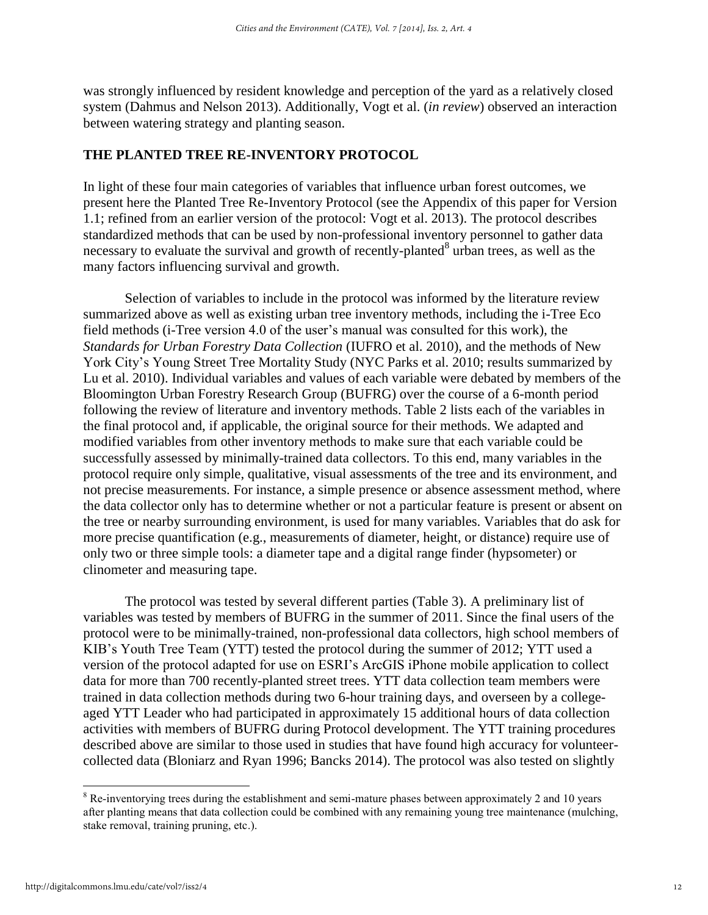was strongly influenced by resident knowledge and perception of the yard as a relatively closed system (Dahmus and Nelson 2013). Additionally, Vogt et al. (*in review*) observed an interaction between watering strategy and planting season.

## THE PLANTED TREE RE-INVENTORY PROTOCOL

In light of these four main categories of variables that influence urban forest outcomes, we present here the Planted Tree Re-Inventory Protocol (see the Appendix of this paper for Version 1.1; refined from an earlier version of the protocol: Vogt et al. 2013). The protocol describes standardized methods that can be used by non-professional inventory personnel to gather data necessary to evaluate the survival and growth of recently-planted[8] urban trees, as well as the many factors influencing survival and growth.

Selection of variables to include in the protocol was informed by the literature review summarized above as well as existing urban tree inventory methods, including the i-Tree Eco field methods (i-Tree version 4.0 of the user's manual was consulted for this work), the *Standards for Urban Forestry Data Collection* (IUFRO et al. 2010), and the methods of New York City's Young Street Tree Mortality Study (NYC Parks et al. 2010; results summarized by Lu et al. 2010). Individual variables and values of each variable were debated by members of the Bloomington Urban Forestry Research Group (BUFRG) over the course of a 6-month period following the review of literature and inventory methods. Table 2 lists each of the variables in the final protocol and, if applicable, the original source for their methods. We adapted and modified variables from other inventory methods to make sure that each variable could be successfully assessed by minimally-trained data collectors. To this end, many variables in the protocol require only simple, qualitative, visual assessments of the tree and its environment, and not precise measurements. For instance, a simple presence or absence assessment method, where the data collector only has to determine whether or not a particular feature is present or absent on the tree or nearby surrounding environment, is used for many variables. Variables that do ask for more precise quantification (e.g., measurements of diameter, height, or distance) require use of only two or three simple tools: a diameter tape and a digital range finder (hypsometer) or clinometer and measuring tape.

The protocol was tested by several different parties (Table 3). A preliminary list of variables was tested by members of BUFRG in the summer of 2011. Since the final users of the protocol were to be minimally-trained, non-professional data collectors, high school members of KIB's Youth Tree Team (YTT) tested the protocol during the summer of 2012; YTT used a version of the protocol adapted for use on ESRI's ArcGIS iPhone mobile application to collect data for more than 700 recently-planted street trees. YTT data collection team members were trained in data collection methods during two 6-hour training days, and overseen by a college-aged YTT Leader who had participated in approximately 15 additional hours of data collection activities with members of BUFRG during Protocol development. The YTT training procedures described above are similar to those used in studies that have found high accuracy for volunteer-collected data (Bloniarz and Ryan 1996; Bancks 2014). The protocol was also tested on slightly

---

[8] Re-inventorying trees during the establishment and semi-mature phases between approximately 2 and 10 years after planting means that data collection could be combined with any remaining young tree maintenance (mulching, stake removal, training pruning, etc.).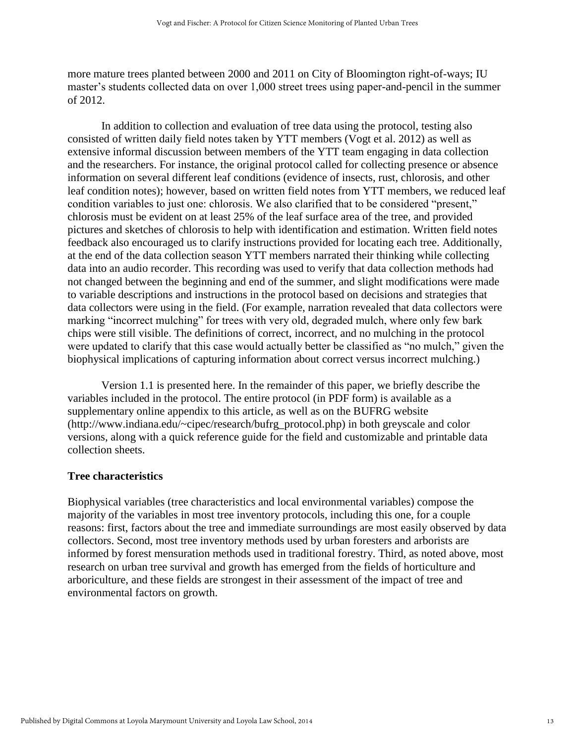more mature trees planted between 2000 and 2011 on City of Bloomington right-of-ways; IU master's students collected data on over 1,000 street trees using paper-and-pencil in the summer of 2012.

In addition to collection and evaluation of tree data using the protocol, testing also consisted of written daily field notes taken by YTT members (Vogt et al. 2012) as well as extensive informal discussion between members of the YTT team engaging in data collection and the researchers. For instance, the original protocol called for collecting presence or absence information on several different leaf conditions (evidence of insects, rust, chlorosis, and other leaf condition notes); however, based on written field notes from YTT members, we reduced leaf condition variables to just one: chlorosis. We also clarified that to be considered "present," chlorosis must be evident on at least 25% of the leaf surface area of the tree, and provided pictures and sketches of chlorosis to help with identification and estimation. Written field notes feedback also encouraged us to clarify instructions provided for locating each tree. Additionally, at the end of the data collection season YTT members narrated their thinking while collecting data into an audio recorder. This recording was used to verify that data collection methods had not changed between the beginning and end of the summer, and slight modifications were made to variable descriptions and instructions in the protocol based on decisions and strategies that data collectors were using in the field. (For example, narration revealed that data collectors were marking "incorrect mulching" for trees with very old, degraded mulch, where only few bark chips were still visible. The definitions of correct, incorrect, and no mulching in the protocol were updated to clarify that this case would actually better be classified as "no mulch," given the biophysical implications of capturing information about correct versus incorrect mulching.)

Version 1.1 is presented here. In the remainder of this paper, we briefly describe the variables included in the protocol. The entire protocol (in PDF form) is available as a supplementary online appendix to this article, as well as on the BUFRG website (http://www.indiana.edu/~cipec/research/bufrg_protocol.php) in both greyscale and color versions, along with a quick reference guide for the field and customizable and printable data collection sheets.

## Tree characteristics

Biophysical variables (tree characteristics and local environmental variables) compose the majority of the variables in most tree inventory protocols, including this one, for a couple reasons: first, factors about the tree and immediate surroundings are most easily observed by data collectors. Second, most tree inventory methods used by urban foresters and arborists are informed by forest mensuration methods used in traditional forestry. Third, as noted above, most research on urban tree survival and growth has emerged from the fields of horticulture and arboriculture, and these fields are strongest in their assessment of the impact of tree and environmental factors on growth.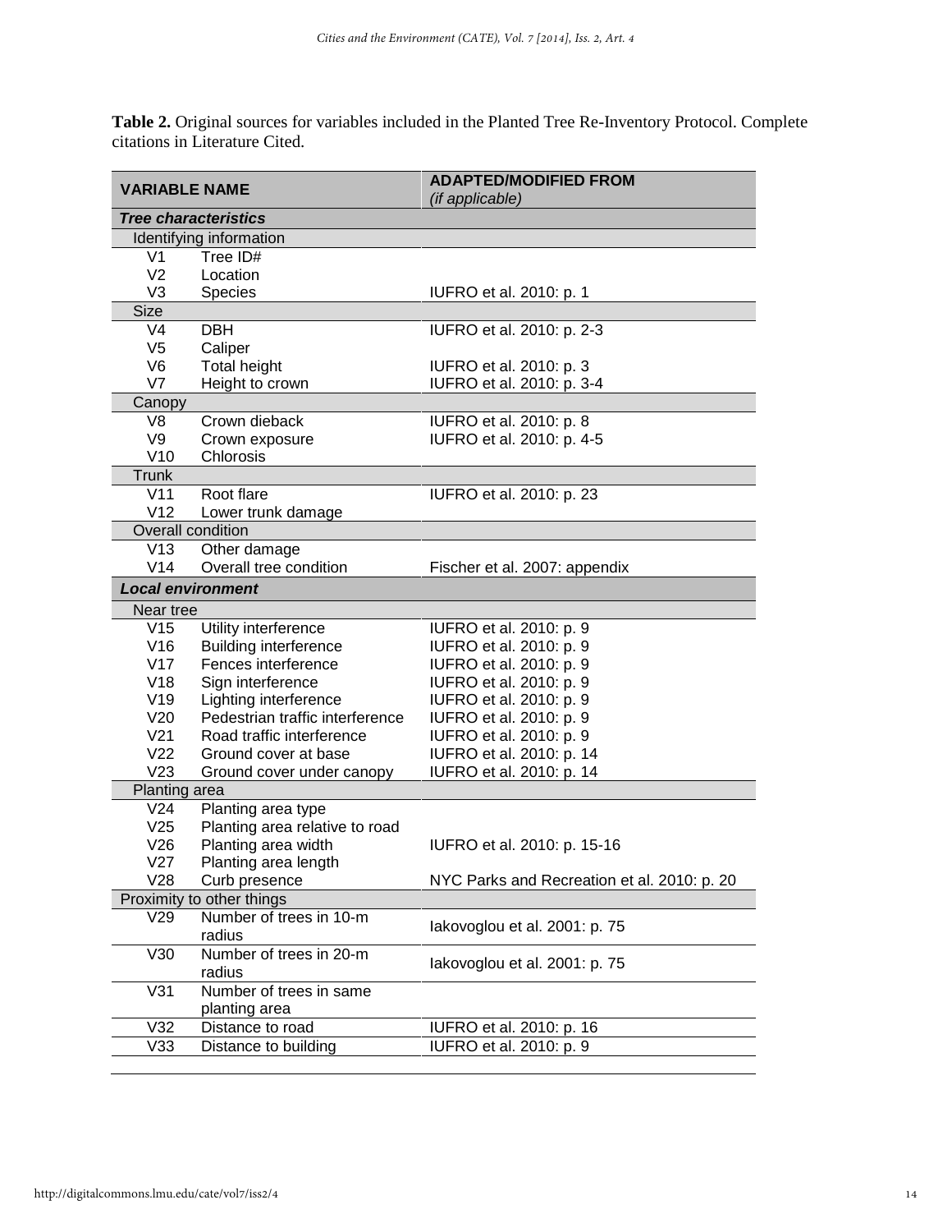**Table 2.** Original sources for variables included in the Planted Tree Re-Inventory Protocol. Complete citations in Literature Cited.

| VARIABLE NAME | | ADAPTED/MODIFIED FROM *(if applicable)* |
|---|---|---|
| ***Tree characteristics*** | | |
| Identifying information | | |
| V1 | Tree ID# | |
| V2 | Location | |
| V3 | Species | IUFRO et al. 2010: p. 1 |
| Size | | |
| V4 | DBH | IUFRO et al. 2010: p. 2-3 |
| V5 | Caliper | |
| V6 | Total height | IUFRO et al. 2010: p. 3 |
| V7 | Height to crown | IUFRO et al. 2010: p. 3-4 |
| Canopy | | |
| V8 | Crown dieback | IUFRO et al. 2010: p. 8 |
| V9 | Crown exposure | IUFRO et al. 2010: p. 4-5 |
| V10 | Chlorosis | |
| Trunk | | |
| V11 | Root flare | IUFRO et al. 2010: p. 23 |
| V12 | Lower trunk damage | |
| Overall condition | | |
| V13 | Other damage | |
| V14 | Overall tree condition | Fischer et al. 2007: appendix |
| ***Local environment*** | | |
| Near tree | | |
| V15 | Utility interference | IUFRO et al. 2010: p. 9 |
| V16 | Building interference | IUFRO et al. 2010: p. 9 |
| V17 | Fences interference | IUFRO et al. 2010: p. 9 |
| V18 | Sign interference | IUFRO et al. 2010: p. 9 |
| V19 | Lighting interference | IUFRO et al. 2010: p. 9 |
| V20 | Pedestrian traffic interference | IUFRO et al. 2010: p. 9 |
| V21 | Road traffic interference | IUFRO et al. 2010: p. 9 |
| V22 | Ground cover at base | IUFRO et al. 2010: p. 14 |
| V23 | Ground cover under canopy | IUFRO et al. 2010: p. 14 |
| Planting area | | |
| V24 | Planting area type | |
| V25 | Planting area relative to road | |
| V26 | Planting area width | IUFRO et al. 2010: p. 15-16 |
| V27 | Planting area length | |
| V28 | Curb presence | NYC Parks and Recreation et al. 2010: p. 20 |
| Proximity to other things | | |
| V29 | Number of trees in 10-m radius | Iakovoglou et al. 2001: p. 75 |
| V30 | Number of trees in 20-m radius | Iakovoglou et al. 2001: p. 75 |
| V31 | Number of trees in same planting area | |
| V32 | Distance to road | IUFRO et al. 2010: p. 16 |
| V33 | Distance to building | IUFRO et al. 2010: p. 9 |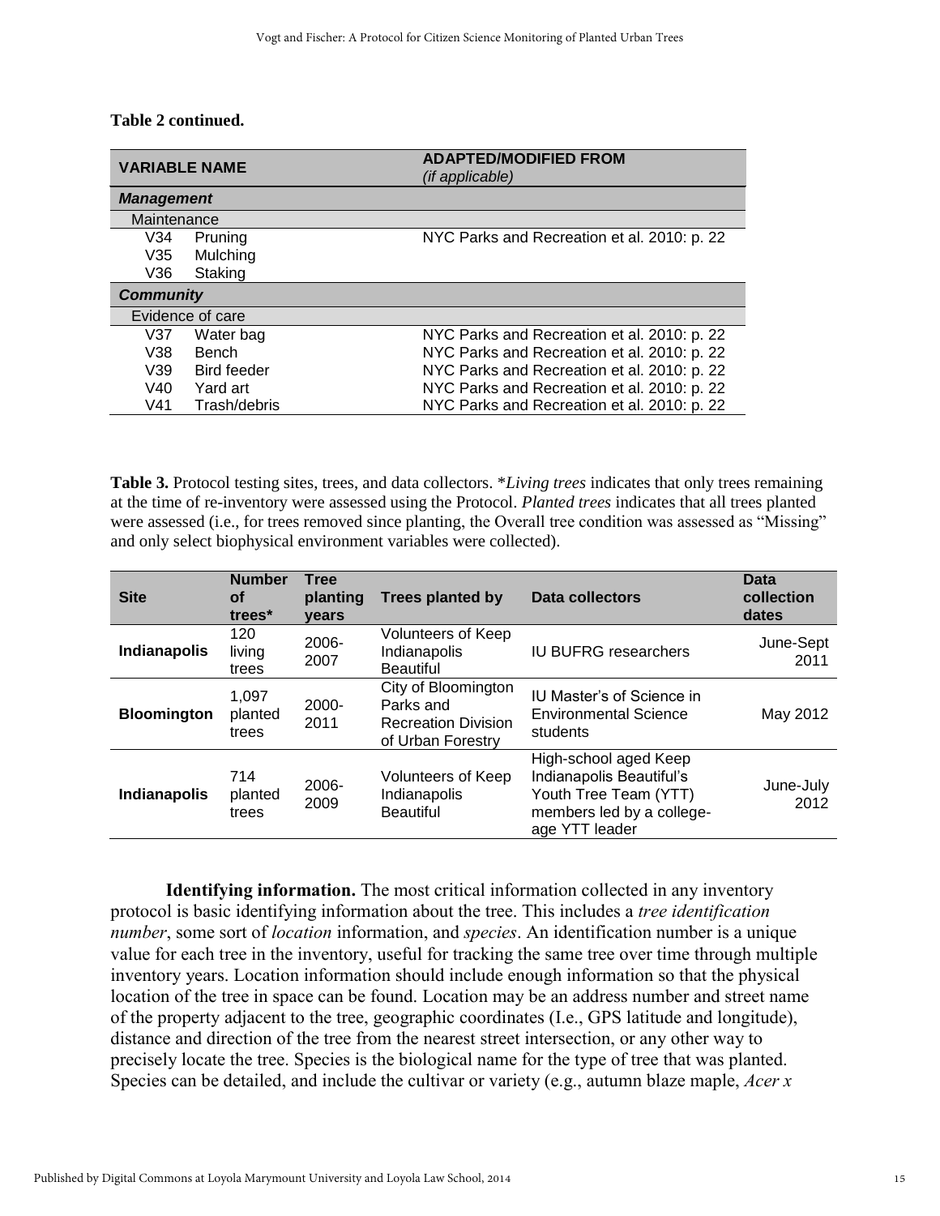**Table 2 continued.**

| VARIABLE NAME | | ADAPTED/MODIFIED FROM *(if applicable)* |
|---|---|---|
| ***Management*** | | |
| Maintenance | | |
| V34 | Pruning | NYC Parks and Recreation et al. 2010: p. 22 |
| V35 | Mulching | |
| V36 | Staking | |
| ***Community*** | | |
| Evidence of care | | |
| V37 | Water bag | NYC Parks and Recreation et al. 2010: p. 22 |
| V38 | Bench | NYC Parks and Recreation et al. 2010: p. 22 |
| V39 | Bird feeder | NYC Parks and Recreation et al. 2010: p. 22 |
| V40 | Yard art | NYC Parks and Recreation et al. 2010: p. 22 |
| V41 | Trash/debris | NYC Parks and Recreation et al. 2010: p. 22 |

**Table 3.** Protocol testing sites, trees, and data collectors. **Living trees* indicates that only trees remaining at the time of re-inventory were assessed using the Protocol. *Planted trees* indicates that all trees planted were assessed (i.e., for trees removed since planting, the Overall tree condition was assessed as "Missing" and only select biophysical environment variables were collected).

| Site | Number of trees* | Tree planting years | Trees planted by | Data collectors | Data collection dates |
|---|---|---|---|---|---|
| **Indianapolis** | 120 living trees | 2006-2007 | Volunteers of Keep Indianapolis Beautiful | IU BUFRG researchers | June-Sept 2011 |
| **Bloomington** | 1,097 planted trees | 2000-2011 | City of Bloomington Parks and Recreation Division of Urban Forestry | IU Master's of Science in Environmental Science students | May 2012 |
| **Indianapolis** | 714 planted trees | 2006-2009 | Volunteers of Keep Indianapolis Beautiful | High-school aged Keep Indianapolis Beautiful's Youth Tree Team (YTT) members led by a college-age YTT leader | June-July 2012 |

**Identifying information.** The most critical information collected in any inventory protocol is basic identifying information about the tree. This includes a *tree identification number*, some sort of *location* information, and *species*. An identification number is a unique value for each tree in the inventory, useful for tracking the same tree over time through multiple inventory years. Location information should include enough information so that the physical location of the tree in space can be found. Location may be an address number and street name of the property adjacent to the tree, geographic coordinates (I.e., GPS latitude and longitude), distance and direction of the tree from the nearest street intersection, or any other way to precisely locate the tree. Species is the biological name for the type of tree that was planted. Species can be detailed, and include the cultivar or variety (e.g., autumn blaze maple, *Acer x*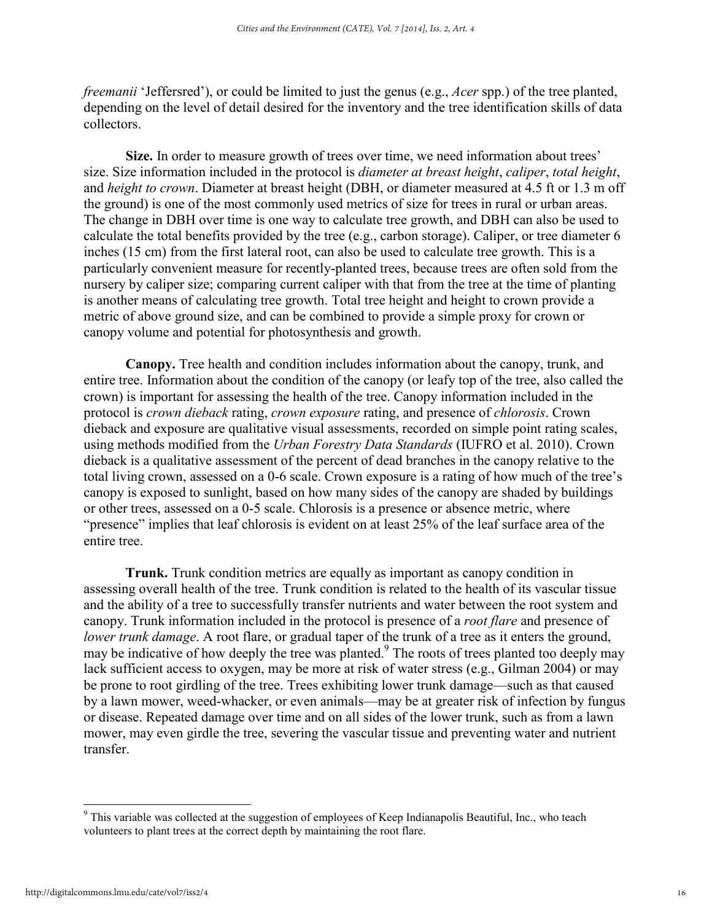*freemanii* 'Jeffersred'), or could be limited to just the genus (e.g., *Acer* spp.) of the tree planted, depending on the level of detail desired for the inventory and the tree identification skills of data collectors.

**Size.** In order to measure growth of trees over time, we need information about trees' size. Size information included in the protocol is *diameter at breast height*, *caliper*, *total height*, and *height to crown*. Diameter at breast height (DBH, or diameter measured at 4.5 ft or 1.3 m off the ground) is one of the most commonly used metrics of size for trees in rural or urban areas. The change in DBH over time is one way to calculate tree growth, and DBH can also be used to calculate the total benefits provided by the tree (e.g., carbon storage). Caliper, or tree diameter 6 inches (15 cm) from the first lateral root, can also be used to calculate tree growth. This is a particularly convenient measure for recently-planted trees, because trees are often sold from the nursery by caliper size; comparing current caliper with that from the tree at the time of planting is another means of calculating tree growth. Total tree height and height to crown provide a metric of above ground size, and can be combined to provide a simple proxy for crown or canopy volume and potential for photosynthesis and growth.

**Canopy.** Tree health and condition includes information about the canopy, trunk, and entire tree. Information about the condition of the canopy (or leafy top of the tree, also called the crown) is important for assessing the health of the tree. Canopy information included in the protocol is *crown dieback* rating, *crown exposure* rating, and presence of *chlorosis*. Crown dieback and exposure are qualitative visual assessments, recorded on simple point rating scales, using methods modified from the *Urban Forestry Data Standards* (IUFRO et al. 2010). Crown dieback is a qualitative assessment of the percent of dead branches in the canopy relative to the total living crown, assessed on a 0-6 scale. Crown exposure is a rating of how much of the tree's canopy is exposed to sunlight, based on how many sides of the canopy are shaded by buildings or other trees, assessed on a 0-5 scale. Chlorosis is a presence or absence metric, where "presence" implies that leaf chlorosis is evident on at least 25% of the leaf surface area of the entire tree.

**Trunk.** Trunk condition metrics are equally as important as canopy condition in assessing overall health of the tree. Trunk condition is related to the health of its vascular tissue and the ability of a tree to successfully transfer nutrients and water between the root system and canopy. Trunk information included in the protocol is presence of a *root flare* and presence of *lower trunk damage*. A root flare, or gradual taper of the trunk of a tree as it enters the ground, may be indicative of how deeply the tree was planted.[9] The roots of trees planted too deeply may lack sufficient access to oxygen, may be more at risk of water stress (e.g., Gilman 2004) or may be prone to root girdling of the tree. Trees exhibiting lower trunk damage—such as that caused by a lawn mower, weed-whacker, or even animals—may be at greater risk of infection by fungus or disease. Repeated damage over time and on all sides of the lower trunk, such as from a lawn mower, may even girdle the tree, severing the vascular tissue and preventing water and nutrient transfer.

---

[9] This variable was collected at the suggestion of employees of Keep Indianapolis Beautiful, Inc., who teach volunteers to plant trees at the correct depth by maintaining the root flare.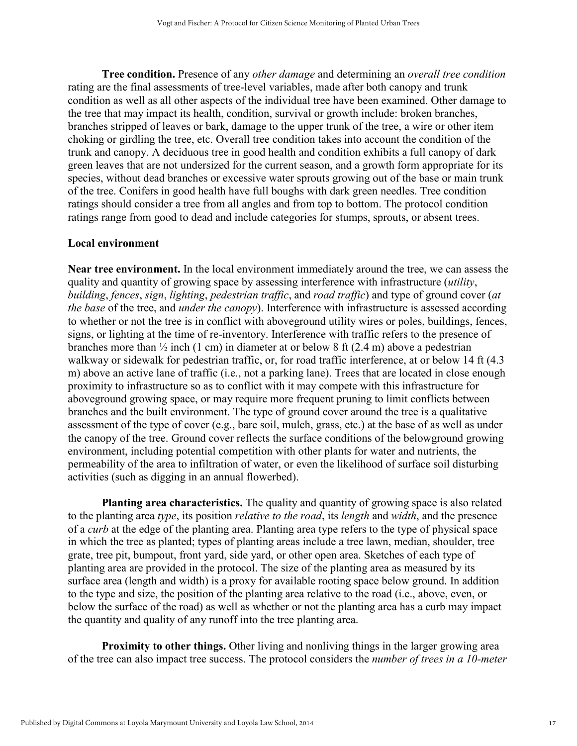**Tree condition.** Presence of any *other damage* and determining an *overall tree condition* rating are the final assessments of tree-level variables, made after both canopy and trunk condition as well as all other aspects of the individual tree have been examined. Other damage to the tree that may impact its health, condition, survival or growth include: broken branches, branches stripped of leaves or bark, damage to the upper trunk of the tree, a wire or other item choking or girdling the tree, etc. Overall tree condition takes into account the condition of the trunk and canopy. A deciduous tree in good health and condition exhibits a full canopy of dark green leaves that are not undersized for the current season, and a growth form appropriate for its species, without dead branches or excessive water sprouts growing out of the base or main trunk of the tree. Conifers in good health have full boughs with dark green needles. Tree condition ratings should consider a tree from all angles and from top to bottom. The protocol condition ratings range from good to dead and include categories for stumps, sprouts, or absent trees.

### Local environment

**Near tree environment.** In the local environment immediately around the tree, we can assess the quality and quantity of growing space by assessing interference with infrastructure (*utility*, *building*, *fences*, *sign*, *lighting*, *pedestrian traffic*, and *road traffic*) and type of ground cover (*at the base* of the tree, and *under the canopy*). Interference with infrastructure is assessed according to whether or not the tree is in conflict with aboveground utility wires or poles, buildings, fences, signs, or lighting at the time of re-inventory. Interference with traffic refers to the presence of branches more than ½ inch (1 cm) in diameter at or below 8 ft (2.4 m) above a pedestrian walkway or sidewalk for pedestrian traffic, or, for road traffic interference, at or below 14 ft (4.3 m) above an active lane of traffic (i.e., not a parking lane). Trees that are located in close enough proximity to infrastructure so as to conflict with it may compete with this infrastructure for aboveground growing space, or may require more frequent pruning to limit conflicts between branches and the built environment. The type of ground cover around the tree is a qualitative assessment of the type of cover (e.g., bare soil, mulch, grass, etc.) at the base of as well as under the canopy of the tree. Ground cover reflects the surface conditions of the belowground growing environment, including potential competition with other plants for water and nutrients, the permeability of the area to infiltration of water, or even the likelihood of surface soil disturbing activities (such as digging in an annual flowerbed).

**Planting area characteristics.** The quality and quantity of growing space is also related to the planting area *type*, its position *relative to the road*, its *length* and *width*, and the presence of a *curb* at the edge of the planting area. Planting area type refers to the type of physical space in which the tree as planted; types of planting areas include a tree lawn, median, shoulder, tree grate, tree pit, bumpout, front yard, side yard, or other open area. Sketches of each type of planting area are provided in the protocol. The size of the planting area as measured by its surface area (length and width) is a proxy for available rooting space below ground. In addition to the type and size, the position of the planting area relative to the road (i.e., above, even, or below the surface of the road) as well as whether or not the planting area has a curb may impact the quantity and quality of any runoff into the tree planting area.

**Proximity to other things.** Other living and nonliving things in the larger growing area of the tree can also impact tree success. The protocol considers the *number of trees in a 10-meter*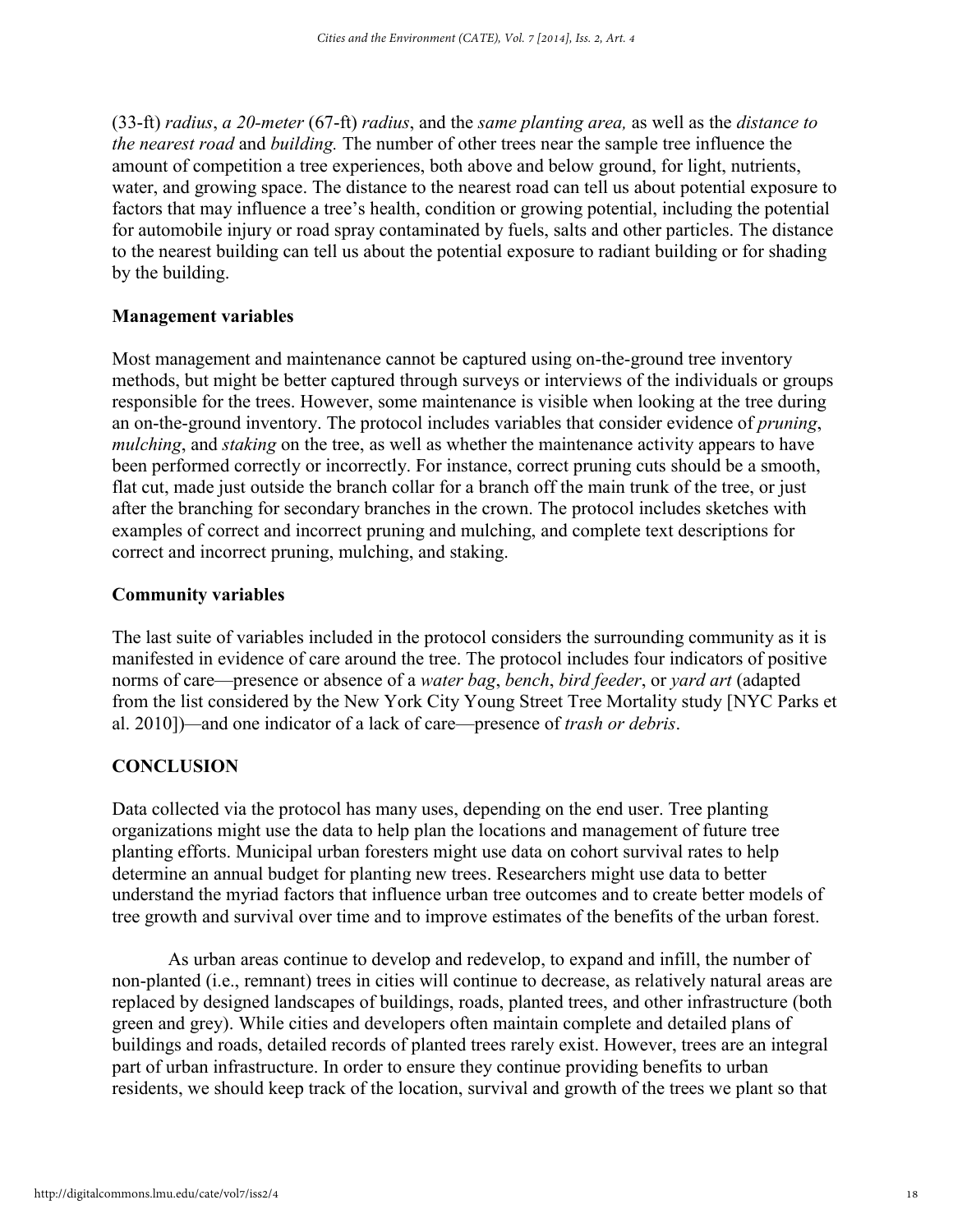(33-ft) *radius*, *a 20-meter* (67-ft) *radius*, and the *same planting area,* as well as the *distance to the nearest road* and *building.* The number of other trees near the sample tree influence the amount of competition a tree experiences, both above and below ground, for light, nutrients, water, and growing space. The distance to the nearest road can tell us about potential exposure to factors that may influence a tree's health, condition or growing potential, including the potential for automobile injury or road spray contaminated by fuels, salts and other particles. The distance to the nearest building can tell us about the potential exposure to radiant building or for shading by the building.

### Management variables

Most management and maintenance cannot be captured using on-the-ground tree inventory methods, but might be better captured through surveys or interviews of the individuals or groups responsible for the trees. However, some maintenance is visible when looking at the tree during an on-the-ground inventory. The protocol includes variables that consider evidence of *pruning*, *mulching*, and *staking* on the tree, as well as whether the maintenance activity appears to have been performed correctly or incorrectly. For instance, correct pruning cuts should be a smooth, flat cut, made just outside the branch collar for a branch off the main trunk of the tree, or just after the branching for secondary branches in the crown. The protocol includes sketches with examples of correct and incorrect pruning and mulching, and complete text descriptions for correct and incorrect pruning, mulching, and staking.

### Community variables

The last suite of variables included in the protocol considers the surrounding community as it is manifested in evidence of care around the tree. The protocol includes four indicators of positive norms of care—presence or absence of a *water bag*, *bench*, *bird feeder*, or *yard art* (adapted from the list considered by the New York City Young Street Tree Mortality study [NYC Parks et al. 2010])—and one indicator of a lack of care—presence of *trash or debris*.

## CONCLUSION

Data collected via the protocol has many uses, depending on the end user. Tree planting organizations might use the data to help plan the locations and management of future tree planting efforts. Municipal urban foresters might use data on cohort survival rates to help determine an annual budget for planting new trees. Researchers might use data to better understand the myriad factors that influence urban tree outcomes and to create better models of tree growth and survival over time and to improve estimates of the benefits of the urban forest.

As urban areas continue to develop and redevelop, to expand and infill, the number of non-planted (i.e., remnant) trees in cities will continue to decrease, as relatively natural areas are replaced by designed landscapes of buildings, roads, planted trees, and other infrastructure (both green and grey). While cities and developers often maintain complete and detailed plans of buildings and roads, detailed records of planted trees rarely exist. However, trees are an integral part of urban infrastructure. In order to ensure they continue providing benefits to urban residents, we should keep track of the location, survival and growth of the trees we plant so that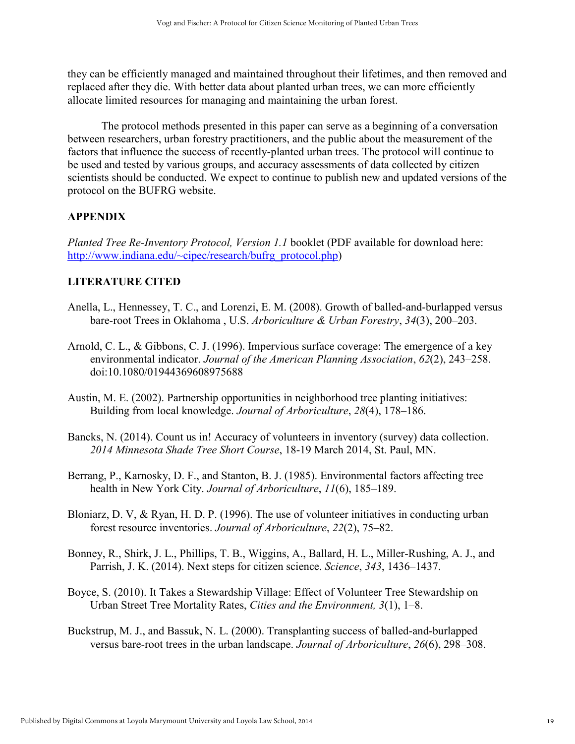they can be efficiently managed and maintained throughout their lifetimes, and then removed and replaced after they die. With better data about planted urban trees, we can more efficiently allocate limited resources for managing and maintaining the urban forest.

The protocol methods presented in this paper can serve as a beginning of a conversation between researchers, urban forestry practitioners, and the public about the measurement of the factors that influence the success of recently-planted urban trees. The protocol will continue to be used and tested by various groups, and accuracy assessments of data collected by citizen scientists should be conducted. We expect to continue to publish new and updated versions of the protocol on the BUFRG website.

## APPENDIX

*Planted Tree Re-Inventory Protocol, Version 1.1* booklet (PDF available for download here: http://www.indiana.edu/~cipec/research/bufrg_protocol.php)

## LITERATURE CITED

Anella, L., Hennessey, T. C., and Lorenzi, E. M. (2008). Growth of balled-and-burlapped versus bare-root Trees in Oklahoma , U.S. *Arboriculture & Urban Forestry*, *34*(3), 200–203.

Arnold, C. L., & Gibbons, C. J. (1996). Impervious surface coverage: The emergence of a key environmental indicator. *Journal of the American Planning Association*, *62*(2), 243–258. doi:10.1080/01944369608975688

Austin, M. E. (2002). Partnership opportunities in neighborhood tree planting initiatives: Building from local knowledge. *Journal of Arboriculture*, *28*(4), 178–186.

Bancks, N. (2014). Count us in! Accuracy of volunteers in inventory (survey) data collection. *2014 Minnesota Shade Tree Short Course*, 18-19 March 2014, St. Paul, MN.

Berrang, P., Karnosky, D. F., and Stanton, B. J. (1985). Environmental factors affecting tree health in New York City. *Journal of Arboriculture*, *11*(6), 185–189.

Bloniarz, D. V, & Ryan, H. D. P. (1996). The use of volunteer initiatives in conducting urban forest resource inventories. *Journal of Arboriculture*, *22*(2), 75–82.

Bonney, R., Shirk, J. L., Phillips, T. B., Wiggins, A., Ballard, H. L., Miller-Rushing, A. J., and Parrish, J. K. (2014). Next steps for citizen science. *Science*, *343*, 1436–1437.

Boyce, S. (2010). It Takes a Stewardship Village: Effect of Volunteer Tree Stewardship on Urban Street Tree Mortality Rates, *Cities and the Environment, 3*(1), 1–8.

Buckstrup, M. J., and Bassuk, N. L. (2000). Transplanting success of balled-and-burlapped versus bare-root trees in the urban landscape. *Journal of Arboriculture*, *26*(6), 298–308.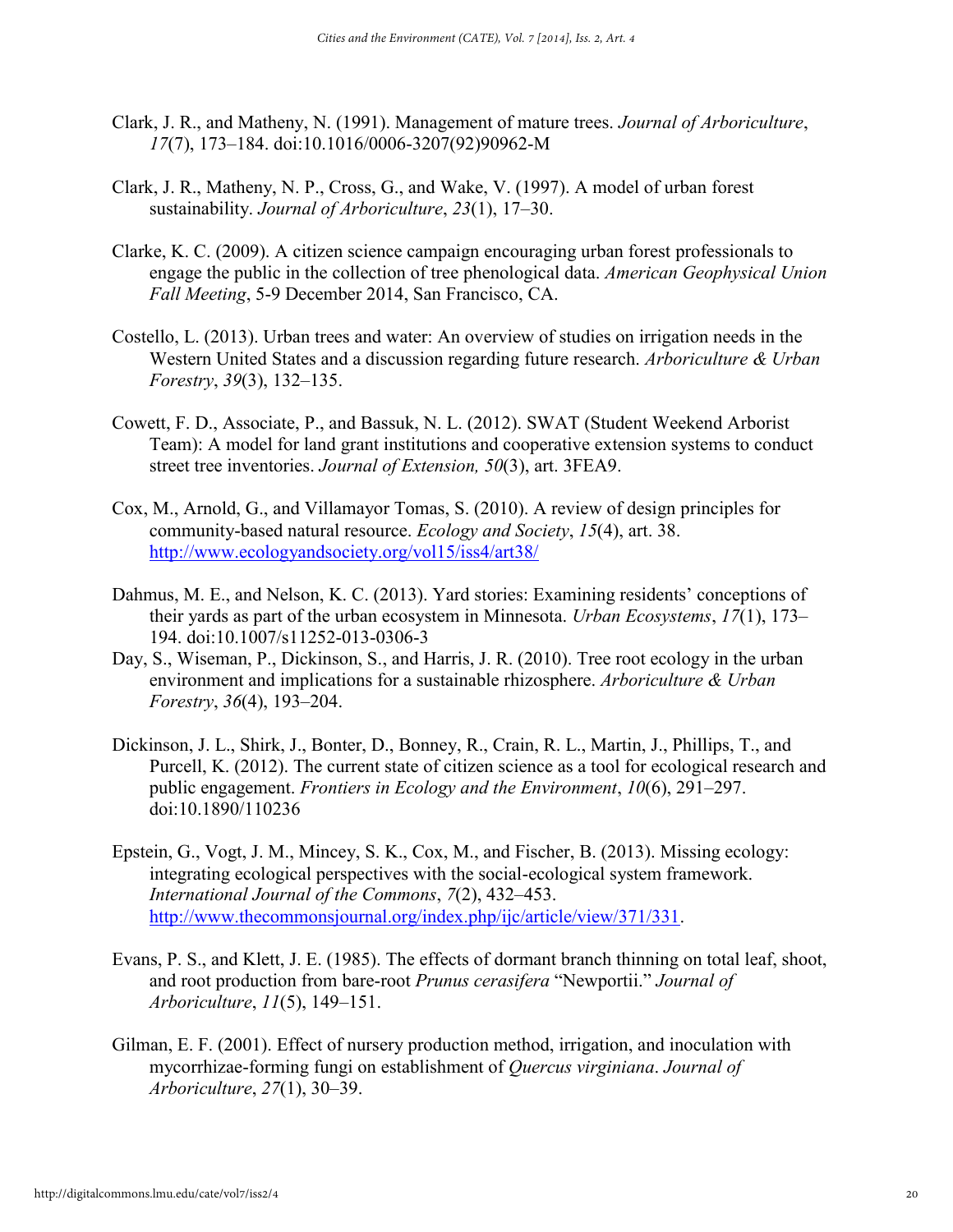Clark, J. R., and Matheny, N. (1991). Management of mature trees. *Journal of Arboriculture*, *17*(7), 173–184. doi:10.1016/0006-3207(92)90962-M

Clark, J. R., Matheny, N. P., Cross, G., and Wake, V. (1997). A model of urban forest sustainability. *Journal of Arboriculture*, *23*(1), 17–30.

Clarke, K. C. (2009). A citizen science campaign encouraging urban forest professionals to engage the public in the collection of tree phenological data. *American Geophysical Union Fall Meeting*, 5-9 December 2014, San Francisco, CA.

Costello, L. (2013). Urban trees and water: An overview of studies on irrigation needs in the Western United States and a discussion regarding future research. *Arboriculture & Urban Forestry*, *39*(3), 132–135.

Cowett, F. D., Associate, P., and Bassuk, N. L. (2012). SWAT (Student Weekend Arborist Team): A model for land grant institutions and cooperative extension systems to conduct street tree inventories. *Journal of Extension, 50*(3), art. 3FEA9.

Cox, M., Arnold, G., and Villamayor Tomas, S. (2010). A review of design principles for community-based natural resource. *Ecology and Society*, *15*(4), art. 38. http://www.ecologyandsociety.org/vol15/iss4/art38/

Dahmus, M. E., and Nelson, K. C. (2013). Yard stories: Examining residents' conceptions of their yards as part of the urban ecosystem in Minnesota. *Urban Ecosystems*, *17*(1), 173–194. doi:10.1007/s11252-013-0306-3

Day, S., Wiseman, P., Dickinson, S., and Harris, J. R. (2010). Tree root ecology in the urban environment and implications for a sustainable rhizosphere. *Arboriculture & Urban Forestry*, *36*(4), 193–204.

Dickinson, J. L., Shirk, J., Bonter, D., Bonney, R., Crain, R. L., Martin, J., Phillips, T., and Purcell, K. (2012). The current state of citizen science as a tool for ecological research and public engagement. *Frontiers in Ecology and the Environment*, *10*(6), 291–297. doi:10.1890/110236

Epstein, G., Vogt, J. M., Mincey, S. K., Cox, M., and Fischer, B. (2013). Missing ecology: integrating ecological perspectives with the social-ecological system framework. *International Journal of the Commons*, *7*(2), 432–453. http://www.thecommonsjournal.org/index.php/ijc/article/view/371/331.

Evans, P. S., and Klett, J. E. (1985). The effects of dormant branch thinning on total leaf, shoot, and root production from bare-root *Prunus cerasifera* "Newportii." *Journal of Arboriculture*, *11*(5), 149–151.

Gilman, E. F. (2001). Effect of nursery production method, irrigation, and inoculation with mycorrhizae-forming fungi on establishment of *Quercus virginiana*. *Journal of Arboriculture*, *27*(1), 30–39.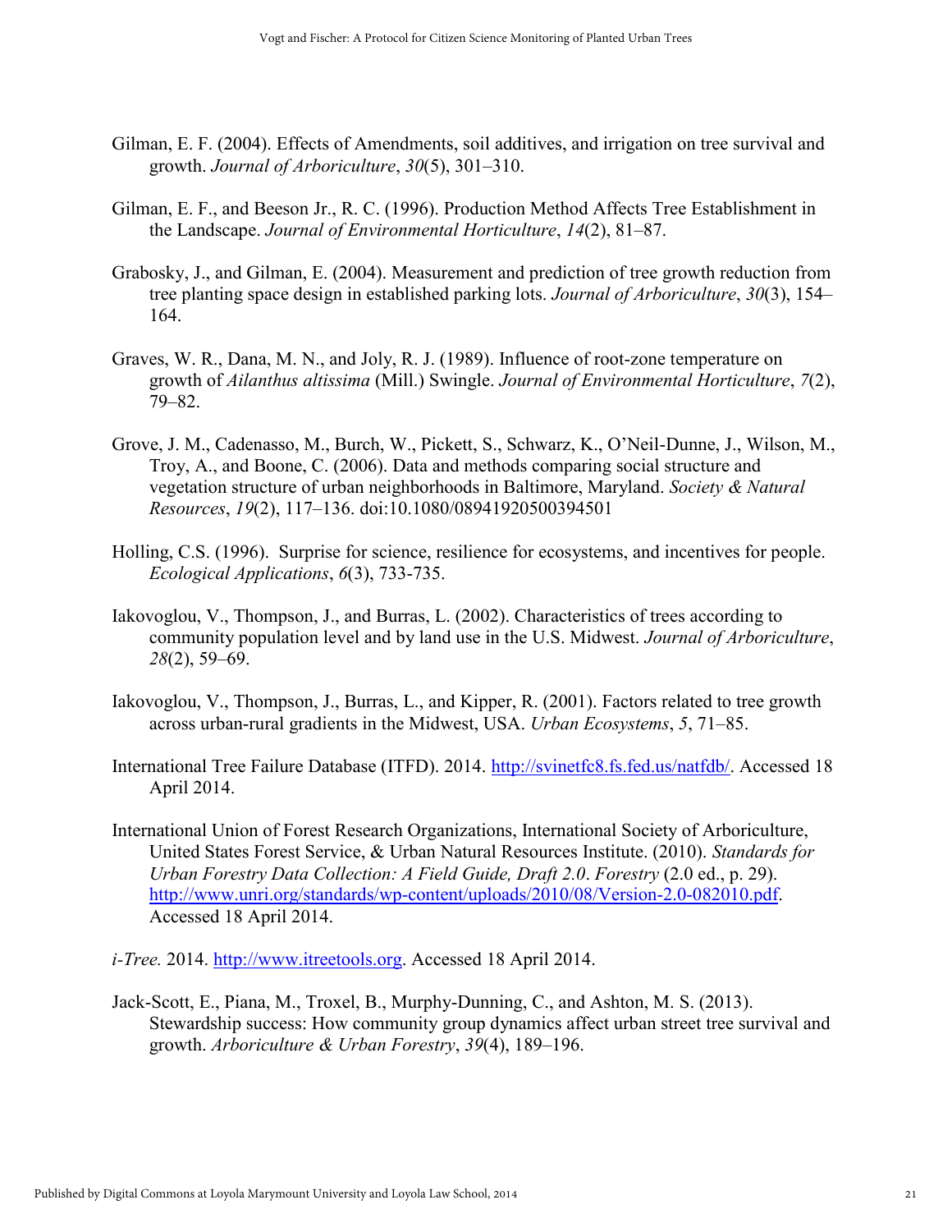Gilman, E. F. (2004). Effects of Amendments, soil additives, and irrigation on tree survival and growth. *Journal of Arboriculture*, *30*(5), 301–310.

Gilman, E. F., and Beeson Jr., R. C. (1996). Production Method Affects Tree Establishment in the Landscape. *Journal of Environmental Horticulture*, *14*(2), 81–87.

Grabosky, J., and Gilman, E. (2004). Measurement and prediction of tree growth reduction from tree planting space design in established parking lots. *Journal of Arboriculture*, *30*(3), 154–164.

Graves, W. R., Dana, M. N., and Joly, R. J. (1989). Influence of root-zone temperature on growth of *Ailanthus altissima* (Mill.) Swingle. *Journal of Environmental Horticulture*, *7*(2), 79–82.

Grove, J. M., Cadenasso, M., Burch, W., Pickett, S., Schwarz, K., O'Neil-Dunne, J., Wilson, M., Troy, A., and Boone, C. (2006). Data and methods comparing social structure and vegetation structure of urban neighborhoods in Baltimore, Maryland. *Society & Natural Resources*, *19*(2), 117–136. doi:10.1080/08941920500394501

Holling, C.S. (1996). Surprise for science, resilience for ecosystems, and incentives for people. *Ecological Applications*, *6*(3), 733-735.

Iakovoglou, V., Thompson, J., and Burras, L. (2002). Characteristics of trees according to community population level and by land use in the U.S. Midwest. *Journal of Arboriculture*, *28*(2), 59–69.

Iakovoglou, V., Thompson, J., Burras, L., and Kipper, R. (2001). Factors related to tree growth across urban-rural gradients in the Midwest, USA. *Urban Ecosystems*, *5*, 71–85.

International Tree Failure Database (ITFD). 2014. http://svinetfc8.fs.fed.us/natfdb/. Accessed 18 April 2014.

International Union of Forest Research Organizations, International Society of Arboriculture, United States Forest Service, & Urban Natural Resources Institute. (2010). *Standards for Urban Forestry Data Collection: A Field Guide, Draft 2.0*. *Forestry* (2.0 ed., p. 29). http://www.unri.org/standards/wp-content/uploads/2010/08/Version-2.0-082010.pdf. Accessed 18 April 2014.

*i-Tree.* 2014. http://www.itreetools.org. Accessed 18 April 2014.

Jack-Scott, E., Piana, M., Troxel, B., Murphy-Dunning, C., and Ashton, M. S. (2013). Stewardship success: How community group dynamics affect urban street tree survival and growth. *Arboriculture & Urban Forestry*, *39*(4), 189–196.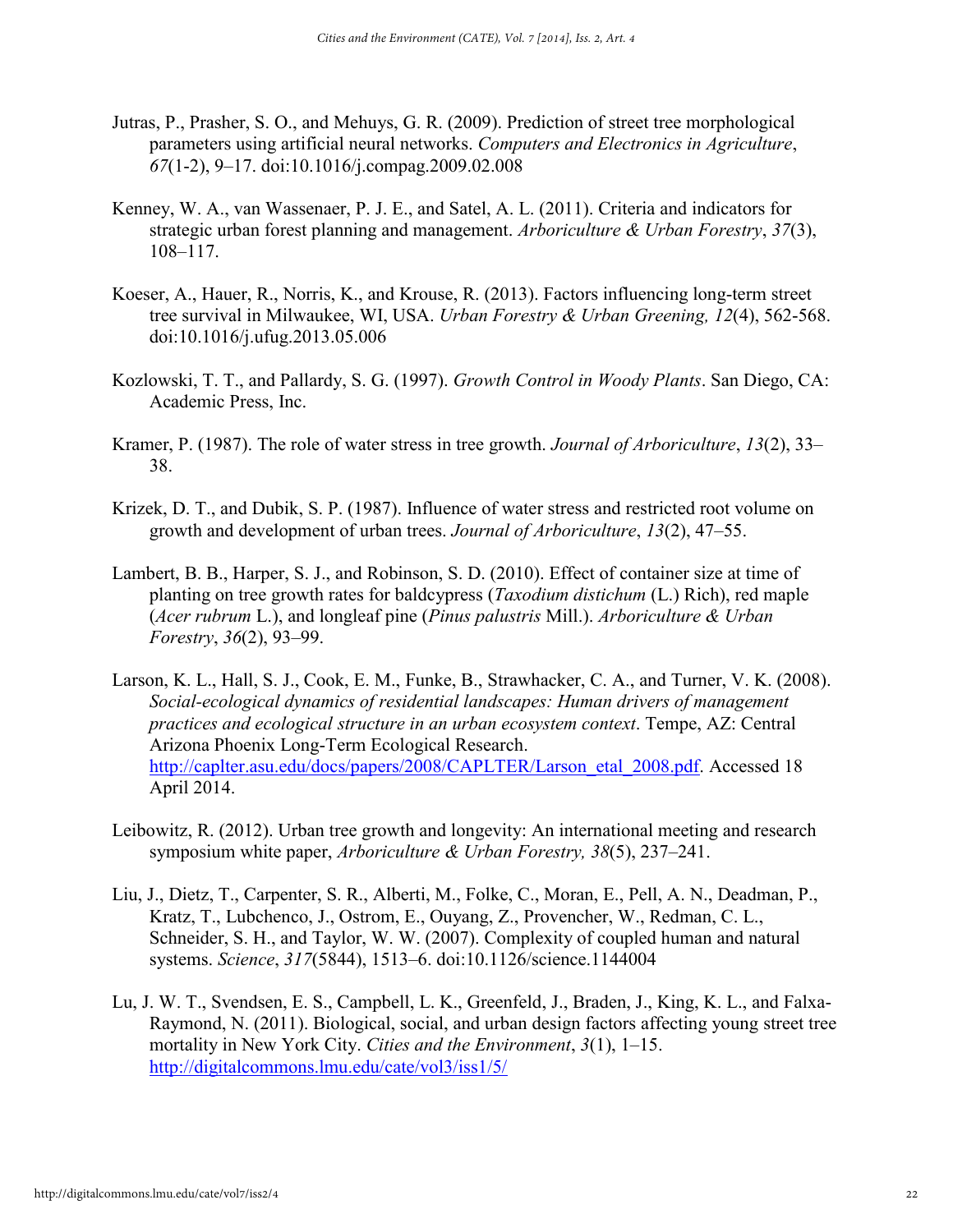Jutras, P., Prasher, S. O., and Mehuys, G. R. (2009). Prediction of street tree morphological parameters using artificial neural networks. *Computers and Electronics in Agriculture*, *67*(1-2), 9–17. doi:10.1016/j.compag.2009.02.008

Kenney, W. A., van Wassenaer, P. J. E., and Satel, A. L. (2011). Criteria and indicators for strategic urban forest planning and management. *Arboriculture & Urban Forestry*, *37*(3), 108–117.

Koeser, A., Hauer, R., Norris, K., and Krouse, R. (2013). Factors influencing long-term street tree survival in Milwaukee, WI, USA. *Urban Forestry & Urban Greening, 12*(4), 562-568. doi:10.1016/j.ufug.2013.05.006

Kozlowski, T. T., and Pallardy, S. G. (1997). *Growth Control in Woody Plants*. San Diego, CA: Academic Press, Inc.

Kramer, P. (1987). The role of water stress in tree growth. *Journal of Arboriculture*, *13*(2), 33–38.

Krizek, D. T., and Dubik, S. P. (1987). Influence of water stress and restricted root volume on growth and development of urban trees. *Journal of Arboriculture*, *13*(2), 47–55.

Lambert, B. B., Harper, S. J., and Robinson, S. D. (2010). Effect of container size at time of planting on tree growth rates for baldcypress (*Taxodium distichum* (L.) Rich), red maple (*Acer rubrum* L.), and longleaf pine (*Pinus palustris* Mill.). *Arboriculture & Urban Forestry*, *36*(2), 93–99.

Larson, K. L., Hall, S. J., Cook, E. M., Funke, B., Strawhacker, C. A., and Turner, V. K. (2008). *Social-ecological dynamics of residential landscapes: Human drivers of management practices and ecological structure in an urban ecosystem context*. Tempe, AZ: Central Arizona Phoenix Long-Term Ecological Research. http://caplter.asu.edu/docs/papers/2008/CAPLTER/Larson_etal_2008.pdf. Accessed 18 April 2014.

Leibowitz, R. (2012). Urban tree growth and longevity: An international meeting and research symposium white paper, *Arboriculture & Urban Forestry, 38*(5), 237–241.

Liu, J., Dietz, T., Carpenter, S. R., Alberti, M., Folke, C., Moran, E., Pell, A. N., Deadman, P., Kratz, T., Lubchenco, J., Ostrom, E., Ouyang, Z., Provencher, W., Redman, C. L., Schneider, S. H., and Taylor, W. W. (2007). Complexity of coupled human and natural systems. *Science*, *317*(5844), 1513–6. doi:10.1126/science.1144004

Lu, J. W. T., Svendsen, E. S., Campbell, L. K., Greenfeld, J., Braden, J., King, K. L., and Falxa-Raymond, N. (2011). Biological, social, and urban design factors affecting young street tree mortality in New York City. *Cities and the Environment*, *3*(1), 1–15. http://digitalcommons.lmu.edu/cate/vol3/iss1/5/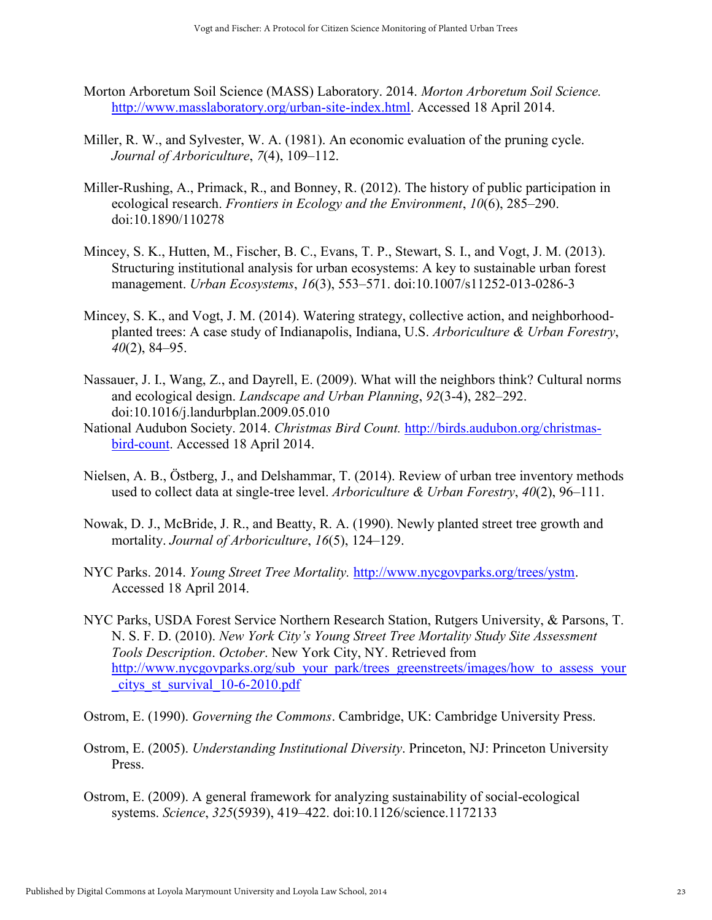Morton Arboretum Soil Science (MASS) Laboratory. 2014. *Morton Arboretum Soil Science.* http://www.masslaboratory.org/urban-site-index.html. Accessed 18 April 2014.

Miller, R. W., and Sylvester, W. A. (1981). An economic evaluation of the pruning cycle. *Journal of Arboriculture*, *7*(4), 109–112.

Miller-Rushing, A., Primack, R., and Bonney, R. (2012). The history of public participation in ecological research. *Frontiers in Ecology and the Environment*, *10*(6), 285–290. doi:10.1890/110278

Mincey, S. K., Hutten, M., Fischer, B. C., Evans, T. P., Stewart, S. I., and Vogt, J. M. (2013). Structuring institutional analysis for urban ecosystems: A key to sustainable urban forest management. *Urban Ecosystems*, *16*(3), 553–571. doi:10.1007/s11252-013-0286-3

Mincey, S. K., and Vogt, J. M. (2014). Watering strategy, collective action, and neighborhood-planted trees: A case study of Indianapolis, Indiana, U.S. *Arboriculture & Urban Forestry*, *40*(2), 84–95.

Nassauer, J. I., Wang, Z., and Dayrell, E. (2009). What will the neighbors think? Cultural norms and ecological design. *Landscape and Urban Planning*, *92*(3-4), 282–292. doi:10.1016/j.landurbplan.2009.05.010

National Audubon Society. 2014. *Christmas Bird Count.* http://birds.audubon.org/christmas-bird-count. Accessed 18 April 2014.

Nielsen, A. B., Östberg, J., and Delshammar, T. (2014). Review of urban tree inventory methods used to collect data at single-tree level. *Arboriculture & Urban Forestry*, *40*(2), 96–111.

Nowak, D. J., McBride, J. R., and Beatty, R. A. (1990). Newly planted street tree growth and mortality. *Journal of Arboriculture*, *16*(5), 124–129.

NYC Parks. 2014. *Young Street Tree Mortality.* http://www.nycgovparks.org/trees/ystm. Accessed 18 April 2014.

NYC Parks, USDA Forest Service Northern Research Station, Rutgers University, & Parsons, T. N. S. F. D. (2010). *New York City's Young Street Tree Mortality Study Site Assessment Tools Description*. *October*. New York City, NY. Retrieved from http://www.nycgovparks.org/sub_your_park/trees_greenstreets/images/how_to_assess_your_citys_st_survival_10-6-2010.pdf

Ostrom, E. (1990). *Governing the Commons*. Cambridge, UK: Cambridge University Press.

Ostrom, E. (2005). *Understanding Institutional Diversity*. Princeton, NJ: Princeton University Press.

Ostrom, E. (2009). A general framework for analyzing sustainability of social-ecological systems. *Science*, *325*(5939), 419–422. doi:10.1126/science.1172133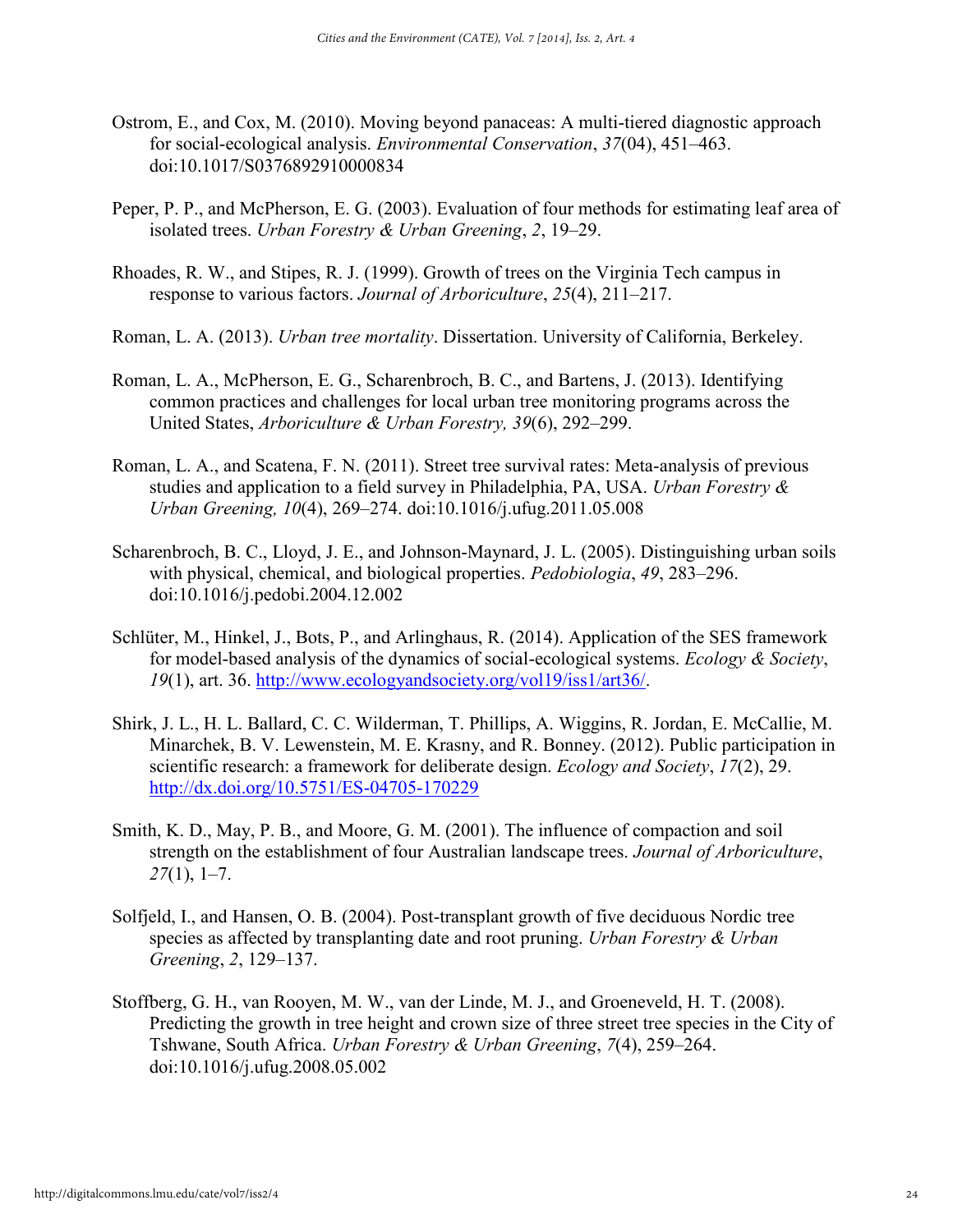Ostrom, E., and Cox, M. (2010). Moving beyond panaceas: A multi-tiered diagnostic approach for social-ecological analysis. *Environmental Conservation*, *37*(04), 451–463. doi:10.1017/S0376892910000834

Peper, P. P., and McPherson, E. G. (2003). Evaluation of four methods for estimating leaf area of isolated trees. *Urban Forestry & Urban Greening*, *2*, 19–29.

Rhoades, R. W., and Stipes, R. J. (1999). Growth of trees on the Virginia Tech campus in response to various factors. *Journal of Arboriculture*, *25*(4), 211–217.

Roman, L. A. (2013). *Urban tree mortality*. Dissertation. University of California, Berkeley.

Roman, L. A., McPherson, E. G., Scharenbroch, B. C., and Bartens, J. (2013). Identifying common practices and challenges for local urban tree monitoring programs across the United States, *Arboriculture & Urban Forestry, 39*(6), 292–299.

Roman, L. A., and Scatena, F. N. (2011). Street tree survival rates: Meta-analysis of previous studies and application to a field survey in Philadelphia, PA, USA. *Urban Forestry & Urban Greening, 10*(4), 269–274. doi:10.1016/j.ufug.2011.05.008

Scharenbroch, B. C., Lloyd, J. E., and Johnson-Maynard, J. L. (2005). Distinguishing urban soils with physical, chemical, and biological properties. *Pedobiologia*, *49*, 283–296. doi:10.1016/j.pedobi.2004.12.002

Schlüter, M., Hinkel, J., Bots, P., and Arlinghaus, R. (2014). Application of the SES framework for model-based analysis of the dynamics of social-ecological systems. *Ecology & Society*, *19*(1), art. 36. http://www.ecologyandsociety.org/vol19/iss1/art36/.

Shirk, J. L., H. L. Ballard, C. C. Wilderman, T. Phillips, A. Wiggins, R. Jordan, E. McCallie, M. Minarchek, B. V. Lewenstein, M. E. Krasny, and R. Bonney. (2012). Public participation in scientific research: a framework for deliberate design. *Ecology and Society*, *17*(2), 29. http://dx.doi.org/10.5751/ES-04705-170229

Smith, K. D., May, P. B., and Moore, G. M. (2001). The influence of compaction and soil strength on the establishment of four Australian landscape trees. *Journal of Arboriculture*, *27*(1), 1–7.

Solfjeld, I., and Hansen, O. B. (2004). Post-transplant growth of five deciduous Nordic tree species as affected by transplanting date and root pruning. *Urban Forestry & Urban Greening*, *2*, 129–137.

Stoffberg, G. H., van Rooyen, M. W., van der Linde, M. J., and Groeneveld, H. T. (2008). Predicting the growth in tree height and crown size of three street tree species in the City of Tshwane, South Africa. *Urban Forestry & Urban Greening*, *7*(4), 259–264. doi:10.1016/j.ufug.2008.05.002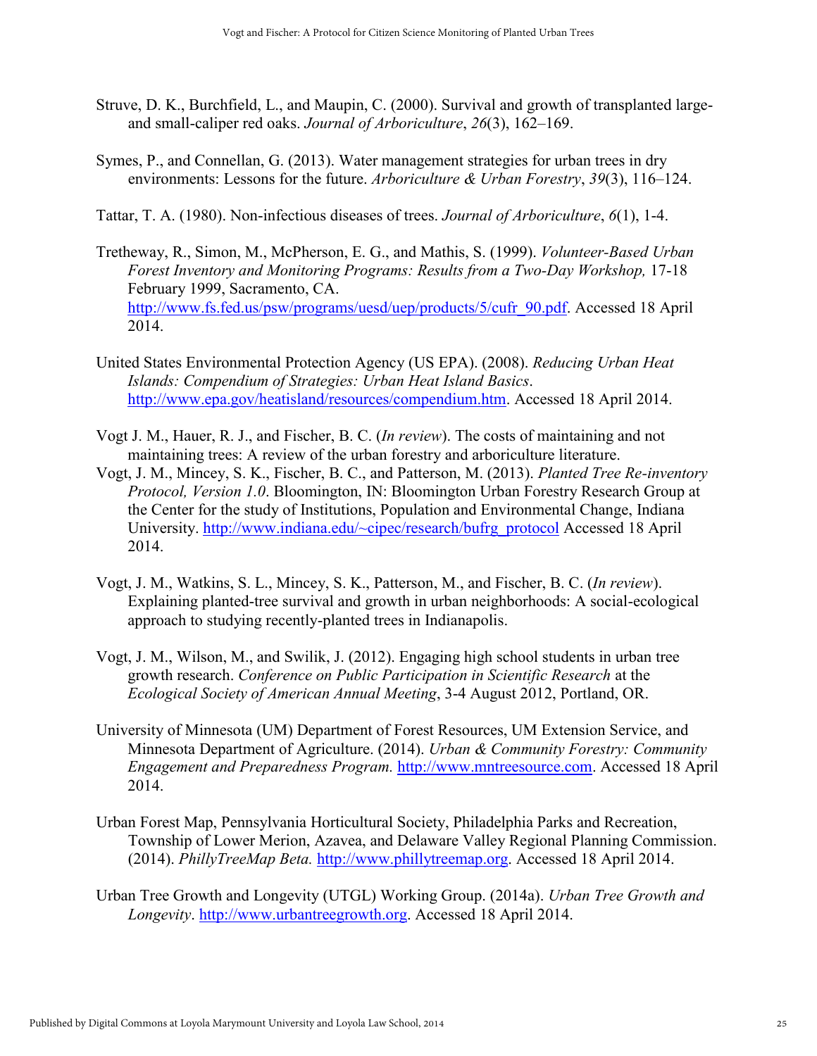Struve, D. K., Burchfield, L., and Maupin, C. (2000). Survival and growth of transplanted large- and small-caliper red oaks. *Journal of Arboriculture*, *26*(3), 162–169.

Symes, P., and Connellan, G. (2013). Water management strategies for urban trees in dry environments: Lessons for the future. *Arboriculture & Urban Forestry*, *39*(3), 116–124.

Tattar, T. A. (1980). Non-infectious diseases of trees. *Journal of Arboriculture*, *6*(1), 1-4.

Tretheway, R., Simon, M., McPherson, E. G., and Mathis, S. (1999). *Volunteer-Based Urban Forest Inventory and Monitoring Programs: Results from a Two-Day Workshop,* 17-18 February 1999, Sacramento, CA. http://www.fs.fed.us/psw/programs/uesd/uep/products/5/cufr_90.pdf. Accessed 18 April 2014.

United States Environmental Protection Agecy (US EPA). (2008). *Reducing Urban Heat Islands: Compendium of Strategies: Urban Heat Island Basics*. http://www.epa.gov/heatisland/resources/compendium.htm. Accessed 18 April 2014.

Vogt J. M., Hauer, R. J., and Fischer, B. C. (*In review*). The costs of maintaining and not maintaining trees: A review of the urban forestry and arboriculture literature.

Vogt, J. M., Mincey, S. K., Fischer, B. C., and Patterson, M. (2013). *Planted Tree Re-inventory Protocol, Version 1.0*. Bloomington, IN: Bloomington Urban Forestry Research Group at the Center for the study of Institutions, Population and Environmental Change, Indiana University. http://www.indiana.edu/~cipec/research/bufrg_protocol Accessed 18 April 2014.

Vogt, J. M., Watkins, S. L., Mincey, S. K., Patterson, M., and Fischer, B. C. (*In review*). Explaining planted-tree survival and growth in urban neighborhoods: A social-ecological approach to studying recently-planted trees in Indianapolis.

Vogt, J. M., Wilson, M., and Swilik, J. (2012). Engaging high school students in urban tree growth research. *Conference on Public Participation in Scientific Research* at the *Ecological Society of American Annual Meeting*, 3-4 August 2012, Portland, OR.

University of Minnesota (UM) Department of Forest Resources, UM Extension Service, and Minnesota Department of Agriculture. (2014). *Urban & Community Forestry: Community Engagement and Preparedness Program.* http://www.mntreesource.com. Accessed 18 April 2014.

Urban Forest Map, Pennsylvania Horticultural Society, Philadelphia Parks and Recreation, Township of Lower Merion, Azavea, and Delaware Valley Regional Planning Commission. (2014). *PhillyTreeMap Beta.* http://www.phillytreemap.org. Accessed 18 April 2014.

Urban Tree Growth and Longevity (UTGL) Working Group. (2014a). *Urban Tree Growth and Longevity*. http://www.urbantreegrowth.org. Accessed 18 April 2014.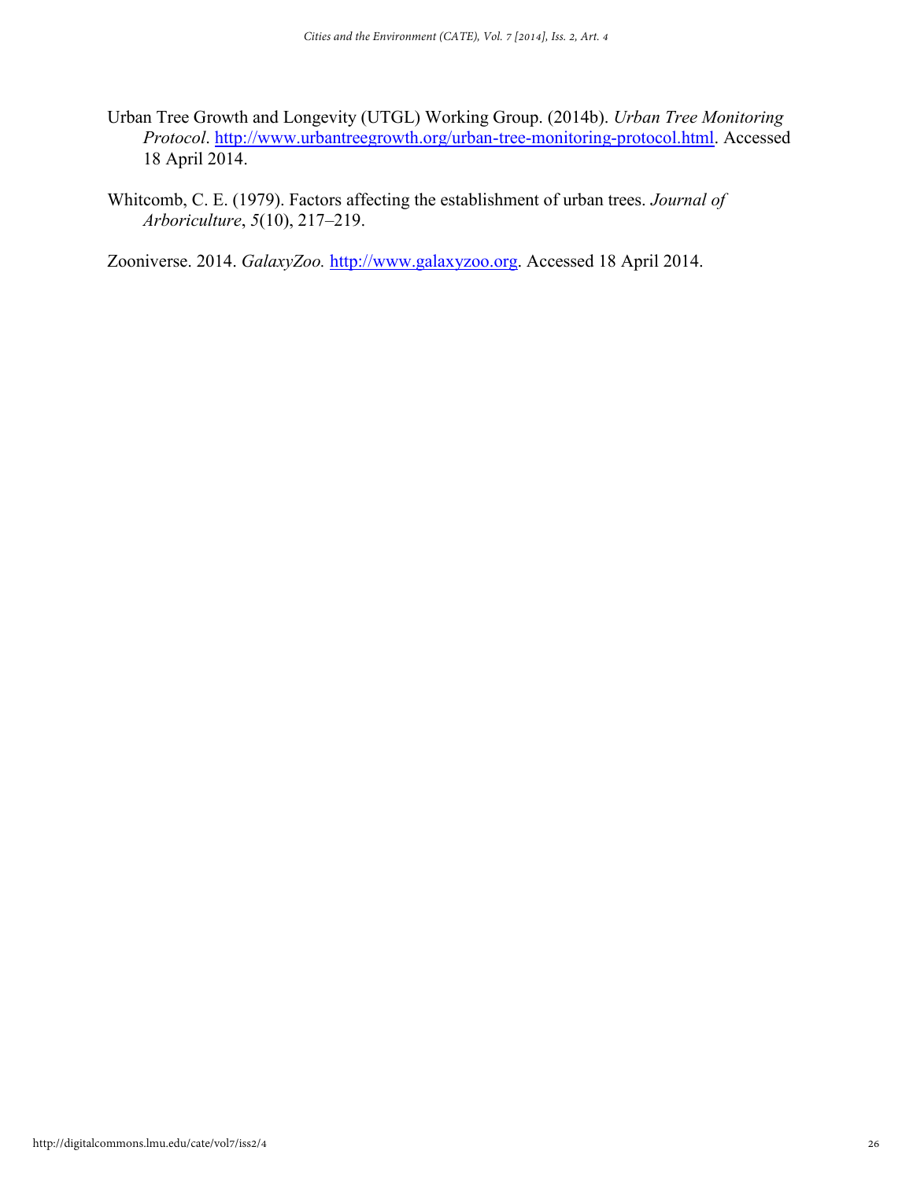Urban Tree Growth and Longevity (UTGL) Working Group. (2014b). *Urban Tree Monitoring Protocol*. http://www.urbantreegrowth.org/urban-tree-monitoring-protocol.html. Accessed 18 April 2014.

Whitcomb, C. E. (1979). Factors affecting the establishment of urban trees. *Journal of Arboriculture*, *5*(10), 217–219.

Zooniverse. 2014. *GalaxyZoo.* http://www.galaxyzoo.org. Accessed 18 April 2014.